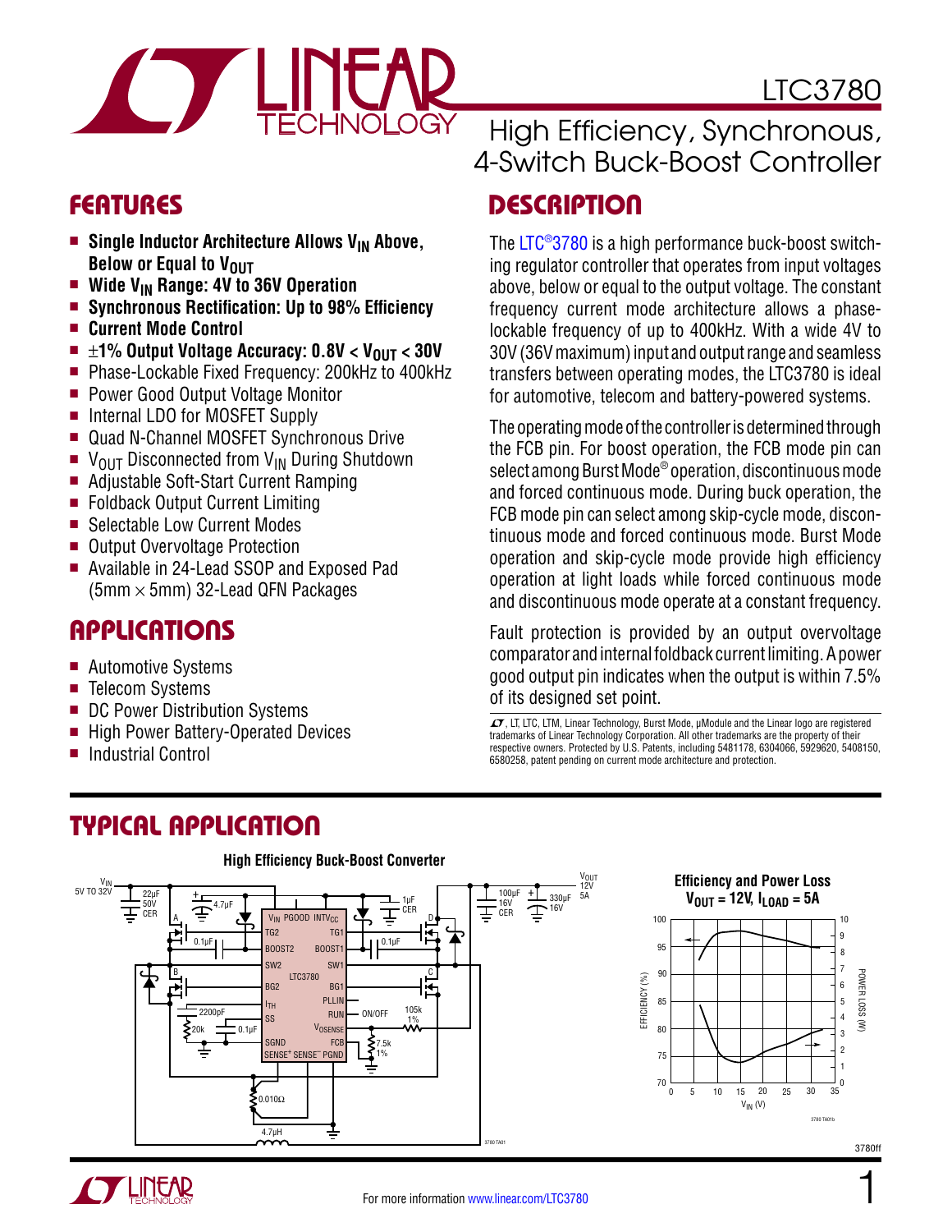# LTC3780

## High Efficiency, Synchronous, 4-Switch Buck-Boost Controller

## FEATURES

- **Single Inductor Architecture Allows $V_{IN}$ Above, Below or Equal to $V_{OUT}$**
- **Wide $V_{IN}$ Range: 4V to 36V Operation**
- **Synchronous Rectification: Up to 98% Efficiency**
- **Current Mode Control**
- **±1% Output Voltage Accuracy: 0.8V < $V_{OUT}$ < 30V**
- Phase-Lockable Fixed Frequency: 200kHz to 400kHz
- Power Good Output Voltage Monitor
- Internal LDO for MOSFET Supply
- Quad N-Channel MOSFET Synchronous Drive
- $V_{OUT}$ Disconnected from $V_{IN}$ During Shutdown
- Adjustable Soft-Start Current Ramping
- Foldback Output Current Limiting
- Selectable Low Current Modes
- Output Overvoltage Protection
- Available in 24-Lead SSOP and Exposed Pad (5mm × 5mm) 32-Lead QFN Packages

## APPLICATIONS

- Automotive Systems
- Telecom Systems
- DC Power Distribution Systems
- High Power Battery-Operated Devices
- Industrial Control

## DESCRIPTION

The LTC®3780 is a high performance buck-boost switching regulator controller that operates from input voltages above, below or equal to the output voltage. The constant frequency current mode architecture allows a phase-lockable frequency of up to 400kHz. With a wide 4V to 30V (36V maximum) input and output range and seamless transfers between operating modes, the LTC3780 is ideal for automotive, telecom and battery-powered systems.

The operating mode of the controller is determined through the FCB pin. For boost operation, the FCB mode pin can select among Burst Mode® operation, discontinuous mode and forced continuous mode. During buck operation, the FCB mode pin can select among skip-cycle mode, discontinuous mode and forced continuous mode. Burst Mode operation and skip-cycle mode provide high efficiency operation at light loads while forced continuous mode and discontinuous mode operate at a constant frequency.

Fault protection is provided by an output overvoltage comparator and internal foldback current limiting. A power good output pin indicates when the output is within 7.5% of its designed set point.

, LT, LTC, LTM, Linear Technology, Burst Mode, µModule and the Linear logo are registered trademarks of Linear Technology Corporation. All other trademarks are the property of their respective owners. Protected by U.S. Patents, including 5481178, 6304066, 5929620, 5408150, 6580258, patent pending on current mode architecture and protection.

## TYPICAL APPLICATION

**High Efficiency Buck-Boost Converter**

**Efficiency and Power Loss $V_{OUT}$ = 12V, $I_{LOAD}$ = 5A**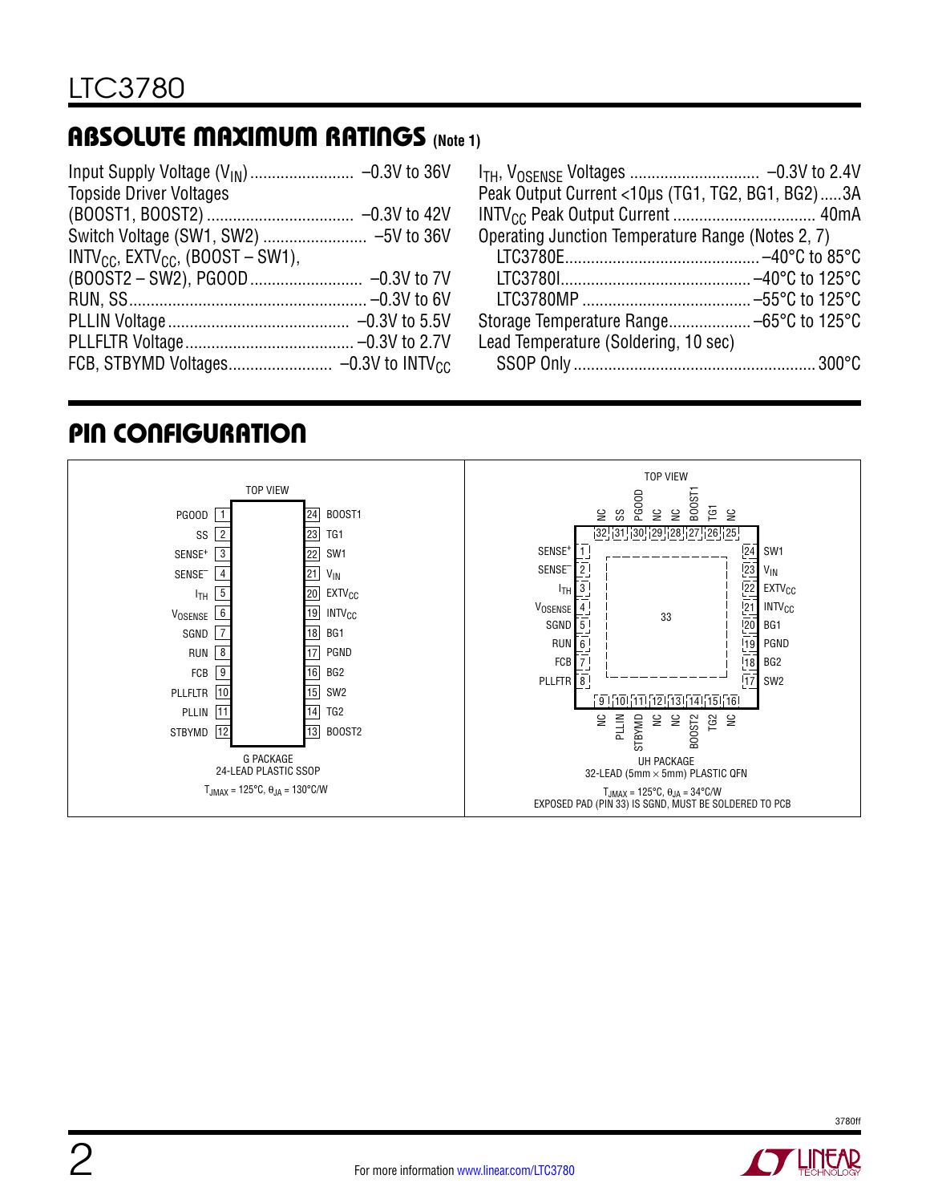## ABSOLUTE MAXIMUM RATINGS (Note 1)

Input Supply Voltage ($V_{IN}$) ........................ –0.3V to 36V
Topside Driver Voltages
(BOOST1, BOOST2) .................................. –0.3V to 42V
Switch Voltage (SW1, SW2) ........................ –5V to 36V
$INTV_{CC}$, $EXTV_{CC}$, (BOOST – SW1),
(BOOST2 – SW2), PGOOD .......................... –0.3V to 7V
RUN, SS....................................................... –0.3V to 6V
PLLIN Voltage .......................................... –0.3V to 5.5V
PLLFLTR Voltage....................................... –0.3V to 2.7V
FCB, STBYMD Voltages........................ –0.3V to $INTV_{CC}$

$I_{TH}$, $V_{OSENSE}$ Voltages .............................. –0.3V to 2.4V
Peak Output Current <10µs (TG1, TG2, BG1, BG2).....3A
$INTV_{CC}$ Peak Output Current ................................ 40mA
Operating Junction Temperature Range (Notes 2, 7)
LTC3780E............................................ –40°C to 85°C
LTC3780I........................................... –40°C to 125°C
LTC3780MP ....................................... –55°C to 125°C
Storage Temperature Range................... –65°C to 125°C
Lead Temperature (Soldering, 10 sec)
SSOP Only ........................................................ 300°C

## PIN CONFIGURATION

**G PACKAGE — 24-LEAD PLASTIC SSOP (TOP VIEW)**

| Pin | Name | Pin | Name |
|---|---|---|---|
| 1 | PGOOD | 24 | BOOST1 |
| 2 | SS | 23 | TG1 |
| 3 | SENSE+ | 22 | SW1 |
| 4 | SENSE– | 21 | $V_{IN}$ |
| 5 | $I_{TH}$ | 20 | $EXTV_{CC}$ |
| 6 | $V_{OSENSE}$ | 19 | $INTV_{CC}$ |
| 7 | SGND | 18 | BG1 |
| 8 | RUN | 17 | PGND |
| 9 | FCB | 16 | BG2 |
| 10 | PLLFLTR | 15 | SW2 |
| 11 | PLLIN | 14 | TG2 |
| 12 | STBYMD | 13 | BOOST2 |

$T_{JMAX}$ = 125°C, $\theta_{JA}$ = 130°C/W

**UH PACKAGE — 32-LEAD (5mm × 5mm) PLASTIC QFN (TOP VIEW)**

| Pin | Name | Pin | Name |
|---|---|---|---|
| 1 | SENSE+ | 17 | SW2 |
| 2 | SENSE– | 18 | BG2 |
| 3 | $I_{TH}$ | 19 | PGND |
| 4 | $V_{OSENSE}$ | 20 | BG1 |
| 5 | SGND | 21 | $INTV_{CC}$ |
| 6 | RUN | 22 | $EXTV_{CC}$ |
| 7 | FCB | 23 | $V_{IN}$ |
| 8 | PLLFLTR | 24 | SW1 |
| 9 | NC | 25 | NC |
| 10 | PLLIN | 26 | TG1 |
| 11 | STBYMD | 27 | BOOST1 |
| 12 | NC | 28 | NC |
| 13 | NC | 29 | NC |
| 14 | BOOST2 | 30 | PGOOD |
| 15 | TG2 | 31 | SS |
| 16 | NC | 32 | NC |
| 33 | Exposed Pad (SGND) | | |

$T_{JMAX}$ = 125°C, $\theta_{JA}$ = 34°C/W
EXPOSED PAD (PIN 33) IS SGND, MUST BE SOLDERED TO PCB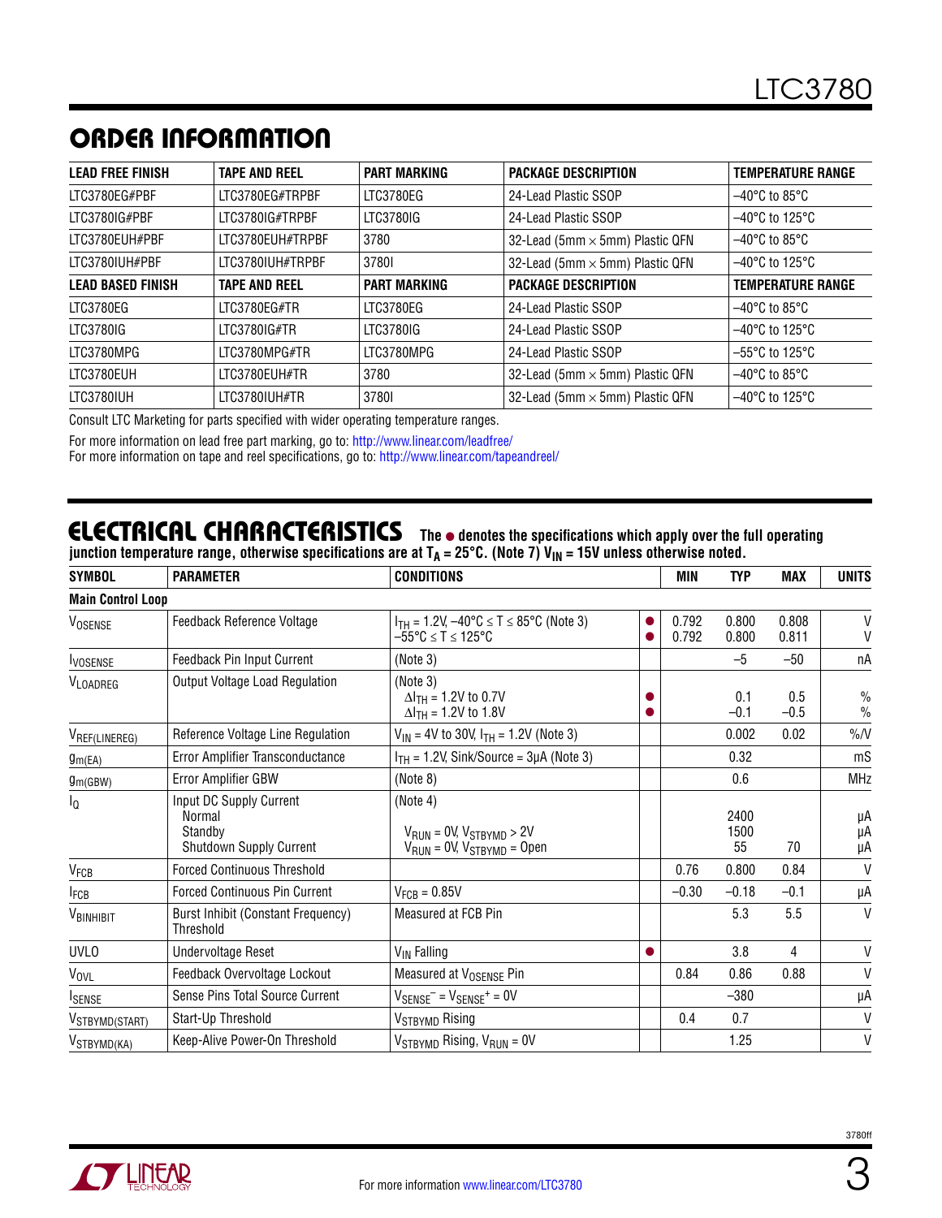## ORDER INFORMATION

| LEAD FREE FINISH | TAPE AND REEL | PART MARKING | PACKAGE DESCRIPTION | TEMPERATURE RANGE |
|---|---|---|---|---|
| LTC3780EG#PBF | LTC3780EG#TRPBF | LTC3780EG | 24-Lead Plastic SSOP | –40°C to 85°C |
| LTC3780IG#PBF | LTC3780IG#TRPBF | LTC3780IG | 24-Lead Plastic SSOP | –40°C to 125°C |
| LTC3780EUH#PBF | LTC3780EUH#TRPBF | 3780 | 32-Lead (5mm × 5mm) Plastic QFN | –40°C to 85°C |
| LTC3780IUH#PBF | LTC3780IUH#TRPBF | 3780I | 32-Lead (5mm × 5mm) Plastic QFN | –40°C to 125°C |
| **LEAD BASED FINISH** | **TAPE AND REEL** | **PART MARKING** | **PACKAGE DESCRIPTION** | **TEMPERATURE RANGE** |
| LTC3780EG | LTC3780EG#TR | LTC3780EG | 24-Lead Plastic SSOP | –40°C to 85°C |
| LTC3780IG | LTC3780IG#TR | LTC3780IG | 24-Lead Plastic SSOP | –40°C to 125°C |
| LTC3780MPG | LTC3780MPG#TR | LTC3780MPG | 24-Lead Plastic SSOP | –55°C to 125°C |
| LTC3780EUH | LTC3780EUH#TR | 3780 | 32-Lead (5mm × 5mm) Plastic QFN | –40°C to 85°C |
| LTC3780IUH | LTC3780IUH#TR | 3780I | 32-Lead (5mm × 5mm) Plastic QFN | –40°C to 125°C |

Consult LTC Marketing for parts specified with wider operating temperature ranges.

For more information on lead free part marking, go to: http://www.linear.com/leadfree/
For more information on tape and reel specifications, go to: http://www.linear.com/tapeandreel/

## ELECTRICAL CHARACTERISTICS

**The ● denotes the specifications which apply over the full operating junction temperature range, otherwise specifications are at $T_A$ = 25°C. (Note 7) $V_{IN}$ = 15V unless otherwise noted.**

| SYMBOL | PARAMETER | CONDITIONS | | MIN | TYP | MAX | UNITS |
|---|---|---|---|---|---|---|---|
| **Main Control Loop** | | | | | | | |
| $V_{OSENSE}$ | Feedback Reference Voltage | $I_{TH}$ = 1.2V, –40°C ≤ T ≤ 85°C (Note 3)<br>–55°C ≤ T ≤ 125°C | ●<br>● | 0.792<br>0.792 | 0.800<br>0.800 | 0.808<br>0.811 | V<br>V |
| $I_{VOSENSE}$ | Feedback Pin Input Current | (Note 3) | | | –5 | –50 | nA |
| $V_{LOADREG}$ | Output Voltage Load Regulation | (Note 3)<br>$\Delta I_{TH}$ = 1.2V to 0.7V<br>$\Delta I_{TH}$ = 1.2V to 1.8V | <br>●<br>● | | <br>0.1<br>–0.1 | <br>0.5<br>–0.5 | <br>%<br>% |
| $V_{REF(LINEREG)}$ | Reference Voltage Line Regulation | $V_{IN}$ = 4V to 30V, $I_{TH}$ = 1.2V (Note 3) | | | 0.002 | 0.02 | %/V |
| $g_{m(EA)}$ | Error Amplifier Transconductance | $I_{TH}$ = 1.2V, Sink/Source = 3μA (Note 3) | | | 0.32 | | mS |
| $g_{m(GBW)}$ | Error Amplifier GBW | (Note 8) | | | 0.6 | | MHz |
| $I_Q$ | Input DC Supply Current<br>Normal<br>Standby<br>Shutdown Supply Current | (Note 4)<br><br>$V_{RUN}$ = 0V, $V_{STBYMD}$ > 2V<br>$V_{RUN}$ = 0V, $V_{STBYMD}$ = Open | | | <br>2400<br>1500<br>55 | <br><br><br>70 | <br>μA<br>μA<br>μA |
| $V_{FCB}$ | Forced Continuous Threshold | | | 0.76 | 0.800 | 0.84 | V |
| $I_{FCB}$ | Forced Continuous Pin Current | $V_{FCB}$ = 0.85V | | –0.30 | –0.18 | –0.1 | μA |
| $V_{BINHIBIT}$ | Burst Inhibit (Constant Frequency) Threshold | Measured at FCB Pin | | | 5.3 | 5.5 | V |
| UVLO | Undervoltage Reset | $V_{IN}$ Falling | ● | | 3.8 | 4 | V |
| $V_{OVL}$ | Feedback Overvoltage Lockout | Measured at $V_{OSENSE}$ Pin | | 0.84 | 0.86 | 0.88 | V |
| $I_{SENSE}$ | Sense Pins Total Source Current | $V_{SENSE}^-$ = $V_{SENSE}^+$ = 0V | | | –380 | | μA |
| $V_{STBYMD(START)}$ | Start-Up Threshold | $V_{STBYMD}$ Rising | | 0.4 | 0.7 | | V |
| $V_{STBYMD(KA)}$ | Keep-Alive Power-On Threshold | $V_{STBYMD}$ Rising, $V_{RUN}$ = 0V | | | 1.25 | | V |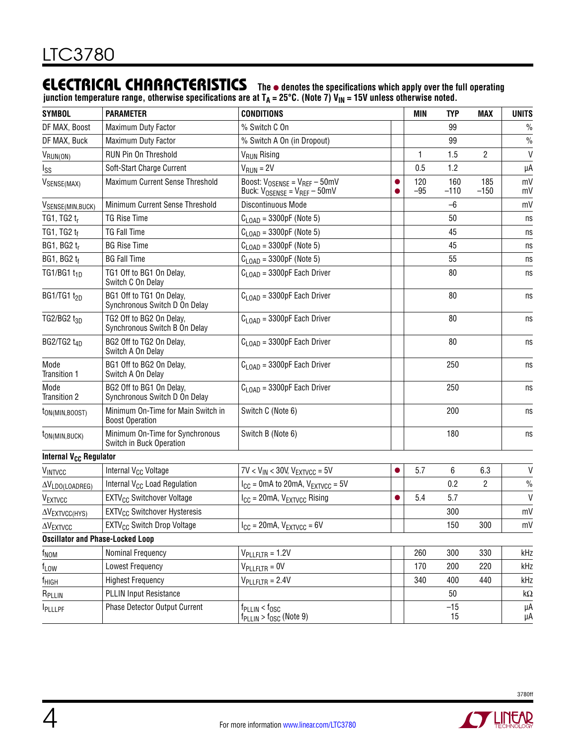## ELECTRICAL CHARACTERISTICS

**The ● denotes the specifications which apply over the full operating junction temperature range, otherwise specifications are at $T_A$ = 25°C. (Note 7) $V_{IN}$ = 15V unless otherwise noted.**

| SYMBOL | PARAMETER | CONDITIONS | | MIN | TYP | MAX | UNITS |
|---|---|---|---|---|---|---|---|
| DF MAX, Boost | Maximum Duty Factor | % Switch C On | | | 99 | | % |
| DF MAX, Buck | Maximum Duty Factor | % Switch A On (in Dropout) | | | 99 | | % |
| $V_{RUN(ON)}$ | RUN Pin On Threshold | $V_{RUN}$ Rising | | 1 | 1.5 | 2 | V |
| $I_{SS}$ | Soft-Start Charge Current | $V_{RUN}$ = 2V | | 0.5 | 1.2 | | µA |
| $V_{SENSE(MAX)}$ | Maximum Current Sense Threshold | Boost: $V_{OSENSE}$ = $V_{REF}$ – 50mV<br>Buck: $V_{OSENSE}$ = $V_{REF}$ – 50mV | ●<br>● | 120<br>–95 | 160<br>–110 | 185<br>–150 | mV<br>mV |
| $V_{SENSE(MIN,BUCK)}$ | Minimum Current Sense Threshold | Discontinuous Mode | | | –6 | | mV |
| TG1, TG2 $t_r$ | TG Rise Time | $C_{LOAD}$ = 3300pF (Note 5) | | | 50 | | ns |
| TG1, TG2 $t_f$ | TG Fall Time | $C_{LOAD}$ = 3300pF (Note 5) | | | 45 | | ns |
| BG1, BG2 $t_r$ | BG Rise Time | $C_{LOAD}$ = 3300pF (Note 5) | | | 45 | | ns |
| BG1, BG2 $t_f$ | BG Fall Time | $C_{LOAD}$ = 3300pF (Note 5) | | | 55 | | ns |
| TG1/BG1 $t_{1D}$ | TG1 Off to BG1 On Delay, Switch C On Delay | $C_{LOAD}$ = 3300pF Each Driver | | | 80 | | ns |
| BG1/TG1 $t_{2D}$ | BG1 Off to TG1 On Delay, Synchronous Switch D On Delay | $C_{LOAD}$ = 3300pF Each Driver | | | 80 | | ns |
| TG2/BG2 $t_{3D}$ | TG2 Off to BG2 On Delay, Synchronous Switch B On Delay | $C_{LOAD}$ = 3300pF Each Driver | | | 80 | | ns |
| BG2/TG2 $t_{4D}$ | BG2 Off to TG2 On Delay, Switch A On Delay | $C_{LOAD}$ = 3300pF Each Driver | | | 80 | | ns |
| Mode Transition 1 | BG1 Off to BG2 On Delay, Switch A On Delay | $C_{LOAD}$ = 3300pF Each Driver | | | 250 | | ns |
| Mode Transition 2 | BG2 Off to BG1 On Delay, Synchronous Switch D On Delay | $C_{LOAD}$ = 3300pF Each Driver | | | 250 | | ns |
| $t_{ON(MIN,BOOST)}$ | Minimum On-Time for Main Switch in Boost Operation | Switch C (Note 6) | | | 200 | | ns |
| $t_{ON(MIN,BUCK)}$ | Minimum On-Time for Synchronous Switch in Buck Operation | Switch B (Note 6) | | | 180 | | ns |
| **Internal $V_{CC}$ Regulator** | | | | | | | |
| $V_{INTVCC}$ | Internal $V_{CC}$ Voltage | 7V < $V_{IN}$ < 30V, $V_{EXTVCC}$ = 5V | ● | 5.7 | 6 | 6.3 | V |
| $\Delta V_{LDO(LOADREG)}$ | Internal $V_{CC}$ Load Regulation | $I_{CC}$ = 0mA to 20mA, $V_{EXTVCC}$ = 5V | | | 0.2 | 2 | % |
| $V_{EXTVCC}$ | $EXTV_{CC}$ Switchover Voltage | $I_{CC}$ = 20mA, $V_{EXTVCC}$ Rising | ● | 5.4 | 5.7 | | V |
| $\Delta V_{EXTVCC(HYS)}$ | $EXTV_{CC}$ Switchover Hysteresis | | | | 300 | | mV |
| $\Delta V_{EXTVCC}$ | $EXTV_{CC}$ Switch Drop Voltage | $I_{CC}$ = 20mA, $V_{EXTVCC}$ = 6V | | | 150 | 300 | mV |
| **Oscillator and Phase-Locked Loop** | | | | | | | |
| $f_{NOM}$ | Nominal Frequency | $V_{PLLFLTR}$ = 1.2V | | 260 | 300 | 330 | kHz |
| $f_{LOW}$ | Lowest Frequency | $V_{PLLFLTR}$ = 0V | | 170 | 200 | 220 | kHz |
| $f_{HIGH}$ | Highest Frequency | $V_{PLLFLTR}$ = 2.4V | | 340 | 400 | 440 | kHz |
| $R_{PLLIN}$ | PLLIN Input Resistance | | | | 50 | | kΩ |
| $I_{PLLLPF}$ | Phase Detector Output Current | $f_{PLLIN}$ < $f_{OSC}$<br>$f_{PLLIN}$ > $f_{OSC}$ (Note 9) | | | –15<br>15 | | µA<br>µA |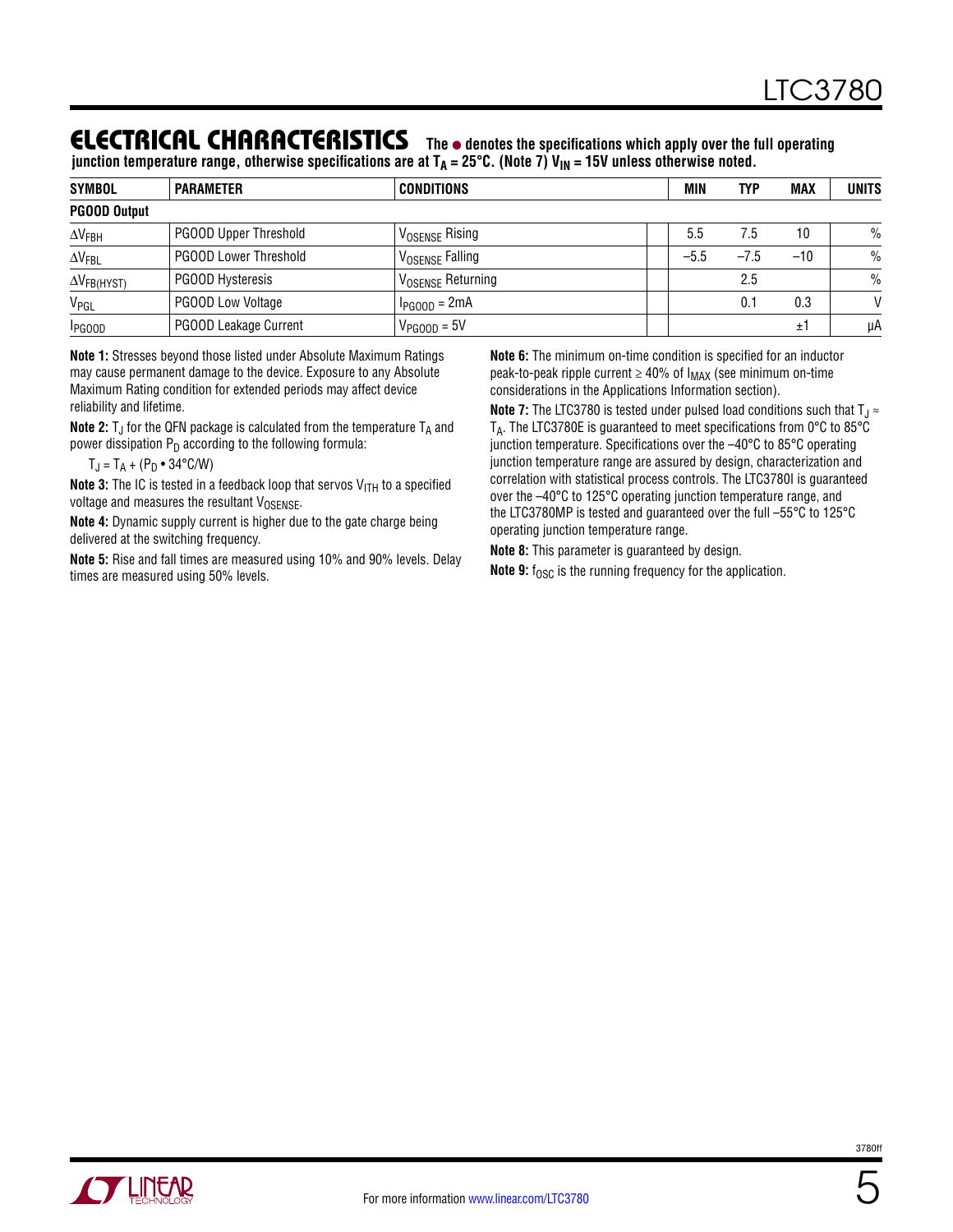## ELECTRICAL CHARACTERISTICS

**The ● denotes the specifications which apply over the full operating junction temperature range, otherwise specifications are at $T_A$ = 25°C. (Note 7) $V_{IN}$ = 15V unless otherwise noted.**

| SYMBOL | PARAMETER | CONDITIONS | | MIN | TYP | MAX | UNITS |
|---|---|---|---|---|---|---|---|
| **PGOOD Output** | | | | | | | |
| $\Delta V_{FBH}$ | PGOOD Upper Threshold | $V_{OSENSE}$ Rising | | 5.5 | 7.5 | 10 | % |
| $\Delta V_{FBL}$ | PGOOD Lower Threshold | $V_{OSENSE}$ Falling | | –5.5 | –7.5 | –10 | % |
| $\Delta V_{FB(HYST)}$ | PGOOD Hysteresis | $V_{OSENSE}$ Returning | | | 2.5 | | % |
| $V_{PGL}$ | PGOOD Low Voltage | $I_{PGOOD}$ = 2mA | | | 0.1 | 0.3 | V |
| $I_{PGOOD}$ | PGOOD Leakage Current | $V_{PGOOD}$ = 5V | | | | ±1 | µA |

**Note 1:** Stresses beyond those listed under Absolute Maximum Ratings may cause permanent damage to the device. Exposure to any Absolute Maximum Rating condition for extended periods may affect device reliability and lifetime.

**Note 2:** $T_J$ for the QFN package is calculated from the temperature $T_A$ and power dissipation $P_D$ according to the following formula:

$T_J = T_A + (P_D \cdot 34°C/W)$

**Note 3:** The IC is tested in a feedback loop that servos $V_{ITH}$ to a specified voltage and measures the resultant $V_{OSENSE}$.

**Note 4:** Dynamic supply current is higher due to the gate charge being delivered at the switching frequency.

**Note 5:** Rise and fall times are measured using 10% and 90% levels. Delay times are measured using 50% levels.

**Note 6:** The minimum on-time condition is specified for an inductor peak-to-peak ripple current ≥ 40% of $I_{MAX}$ (see minimum on-time considerations in the Applications Information section).

**Note 7:** The LTC3780 is tested under pulsed load conditions such that $T_J \approx T_A$. The LTC3780E is guaranteed to meet specifications from 0°C to 85°C junction temperature. Specifications over the –40°C to 85°C operating junction temperature range are assured by design, characterization and correlation with statistical process controls. The LTC3780I is guaranteed over the –40°C to 125°C operating junction temperature range, and the LTC3780MP is tested and guaranteed over the full –55°C to 125°C operating junction temperature range.

**Note 8:** This parameter is guaranteed by design.

**Note 9:** $f_{OSC}$ is the running frequency for the application.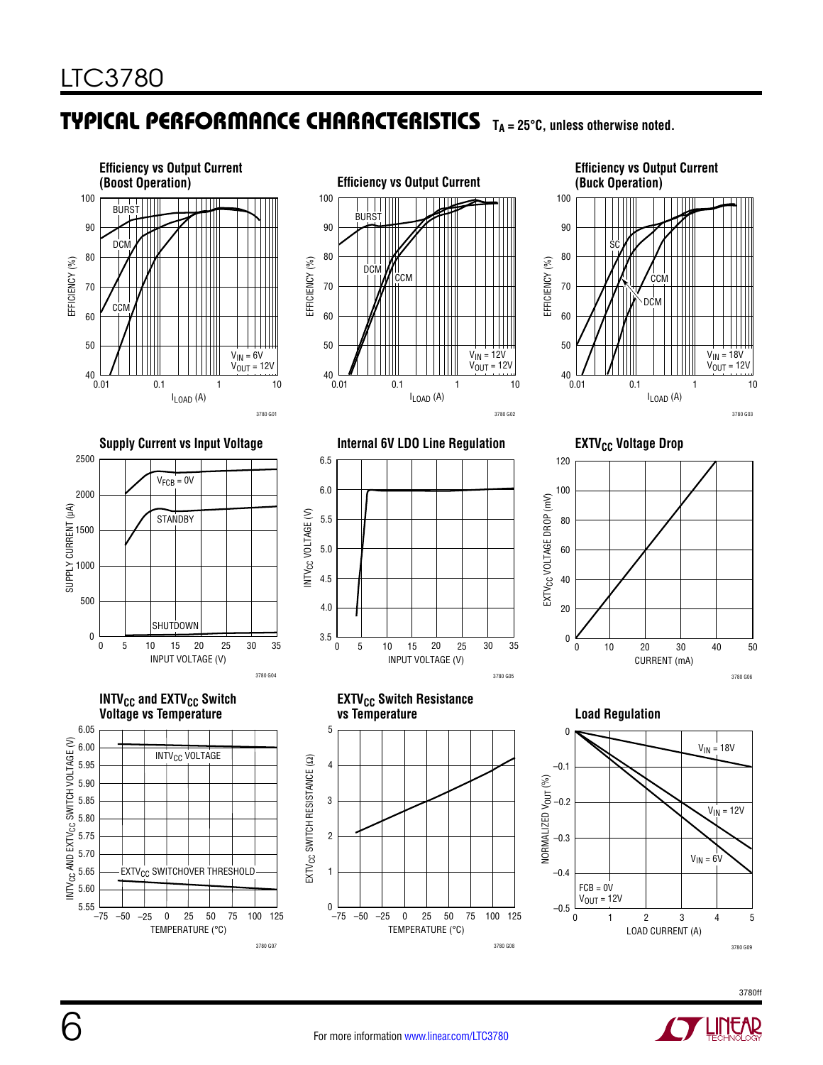## TYPICAL PERFORMANCE CHARACTERISTICS

$T_A = 25°C$, unless otherwise noted.

**Efficiency vs Output Current (Boost Operation)**

BURST, DCM, CCM

EFFICIENCY (%) vs $I_{LOAD}$ (A)

$V_{IN} = 6V$
$V_{OUT} = 12V$

3780 G01

**Efficiency vs Output Current**

BURST, DCM, CCM

EFFICIENCY (%) vs $I_{LOAD}$ (A)

$V_{IN} = 12V$
$V_{OUT} = 12V$

3780 G02

**Efficiency vs Output Current (Buck Operation)**

SC, CCM, DCM

EFFICIENCY (%) vs $I_{LOAD}$ (A)

$V_{IN} = 18V$
$V_{OUT} = 12V$

3780 G03

**Supply Current vs Input Voltage**

$V_{FCB} = 0V$, STANDBY, SHUTDOWN

SUPPLY CURRENT (µA) vs INPUT VOLTAGE (V)

3780 G04

**Internal 6V LDO Line Regulation**

$INTV_{CC}$ VOLTAGE (V) vs INPUT VOLTAGE (V)

3780 G05

**$EXTV_{CC}$ Voltage Drop**

$EXTV_{CC}$ VOLTAGE DROP (mV) vs CURRENT (mA)

3780 G06

**$INTV_{CC}$ and $EXTV_{CC}$ Switch Voltage vs Temperature**

$INTV_{CC}$ VOLTAGE, $EXTV_{CC}$ SWITCHOVER THRESHOLD

$INTV_{CC}$ AND $EXTV_{CC}$ SWITCH VOLTAGE (V) vs TEMPERATURE (°C)

3780 G07

**$EXTV_{CC}$ Switch Resistance vs Temperature**

$EXTV_{CC}$ SWITCH RESISTANCE (Ω) vs TEMPERATURE (°C)

3780 G08

**Load Regulation**

$V_{IN} = 18V$, $V_{IN} = 12V$, $V_{IN} = 6V$

FCB = 0V
$V_{OUT} = 12V$

NORMALIZED $V_{OUT}$ (%) vs LOAD CURRENT (A)

3780 G09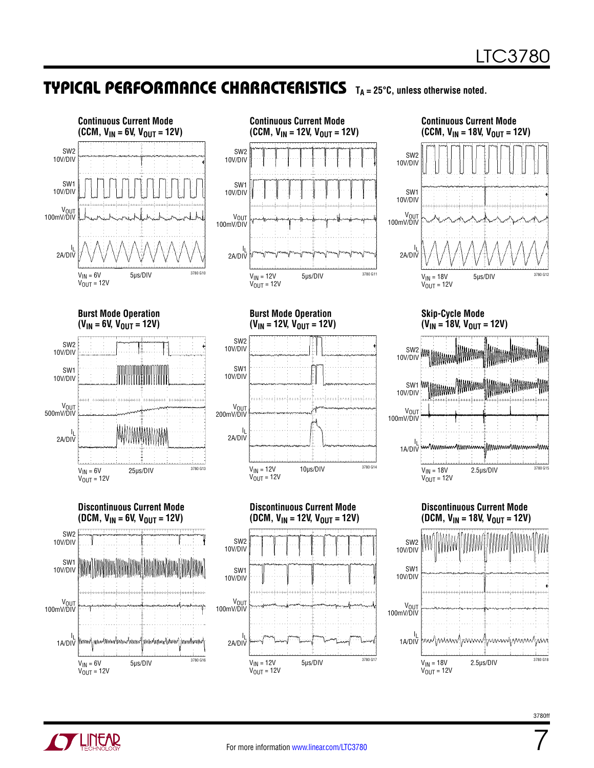## TYPICAL PERFORMANCE CHARACTERISTICS $T_A$ = 25°C, unless otherwise noted.

**Continuous Current Mode (CCM, $V_{IN}$ = 6V, $V_{OUT}$ = 12V)**

SW2 10V/DIV, SW1 10V/DIV, $V_{OUT}$ 100mV/DIV, $I_L$ 2A/DIV

$V_{IN}$ = 6V, $V_{OUT}$ = 12V, 5µs/DIV (3780 G10)

**Continuous Current Mode (CCM, $V_{IN}$ = 12V, $V_{OUT}$ = 12V)**

SW2 10V/DIV, SW1 10V/DIV, $V_{OUT}$ 100mV/DIV, $I_L$ 2A/DIV

$V_{IN}$ = 12V, $V_{OUT}$ = 12V, 5µs/DIV (3780 G11)

**Continuous Current Mode (CCM, $V_{IN}$ = 18V, $V_{OUT}$ = 12V)**

SW2 10V/DIV, SW1 10V/DIV, $V_{OUT}$ 100mV/DIV, $I_L$ 2A/DIV

$V_{IN}$ = 18V, $V_{OUT}$ = 12V, 5µs/DIV (3780 G12)

**Burst Mode Operation ($V_{IN}$ = 6V, $V_{OUT}$ = 12V)**

SW2 10V/DIV, SW1 10V/DIV, $V_{OUT}$ 500mV/DIV, $I_L$ 2A/DIV

$V_{IN}$ = 6V, $V_{OUT}$ = 12V, 25µs/DIV (3780 G13)

**Burst Mode Operation ($V_{IN}$ = 12V, $V_{OUT}$ = 12V)**

SW2 10V/DIV, SW1 10V/DIV, $V_{OUT}$ 200mV/DIV, $I_L$ 2A/DIV

$V_{IN}$ = 12V, $V_{OUT}$ = 12V, 10µs/DIV (3780 G14)

**Skip-Cycle Mode ($V_{IN}$ = 18V, $V_{OUT}$ = 12V)**

SW2 10V/DIV, SW1 10V/DIV, $V_{OUT}$ 100mV/DIV, $I_L$ 1A/DIV

$V_{IN}$ = 18V, $V_{OUT}$ = 12V, 2.5µs/DIV (3780 G15)

**Discontinuous Current Mode (DCM, $V_{IN}$ = 6V, $V_{OUT}$ = 12V)**

SW2 10V/DIV, SW1 10V/DIV, $V_{OUT}$ 100mV/DIV, $I_L$ 1A/DIV

$V_{IN}$ = 6V, $V_{OUT}$ = 12V, 5µs/DIV (3780 G16)

**Discontinuous Current Mode (DCM, $V_{IN}$ = 12V, $V_{OUT}$ = 12V)**

SW2 10V/DIV, SW1 10V/DIV, $V_{OUT}$ 100mV/DIV, $I_L$ 2A/DIV

$V_{IN}$ = 12V, $V_{OUT}$ = 12V, 5µs/DIV (3780 G17)

**Discontinuous Current Mode (DCM, $V_{IN}$ = 18V, $V_{OUT}$ = 12V)**

SW2 10V/DIV, SW1 10V/DIV, $V_{OUT}$ 100mV/DIV, $I_L$ 1A/DIV

$V_{IN}$ = 18V, $V_{OUT}$ = 12V, 2.5µs/DIV (3780 G18)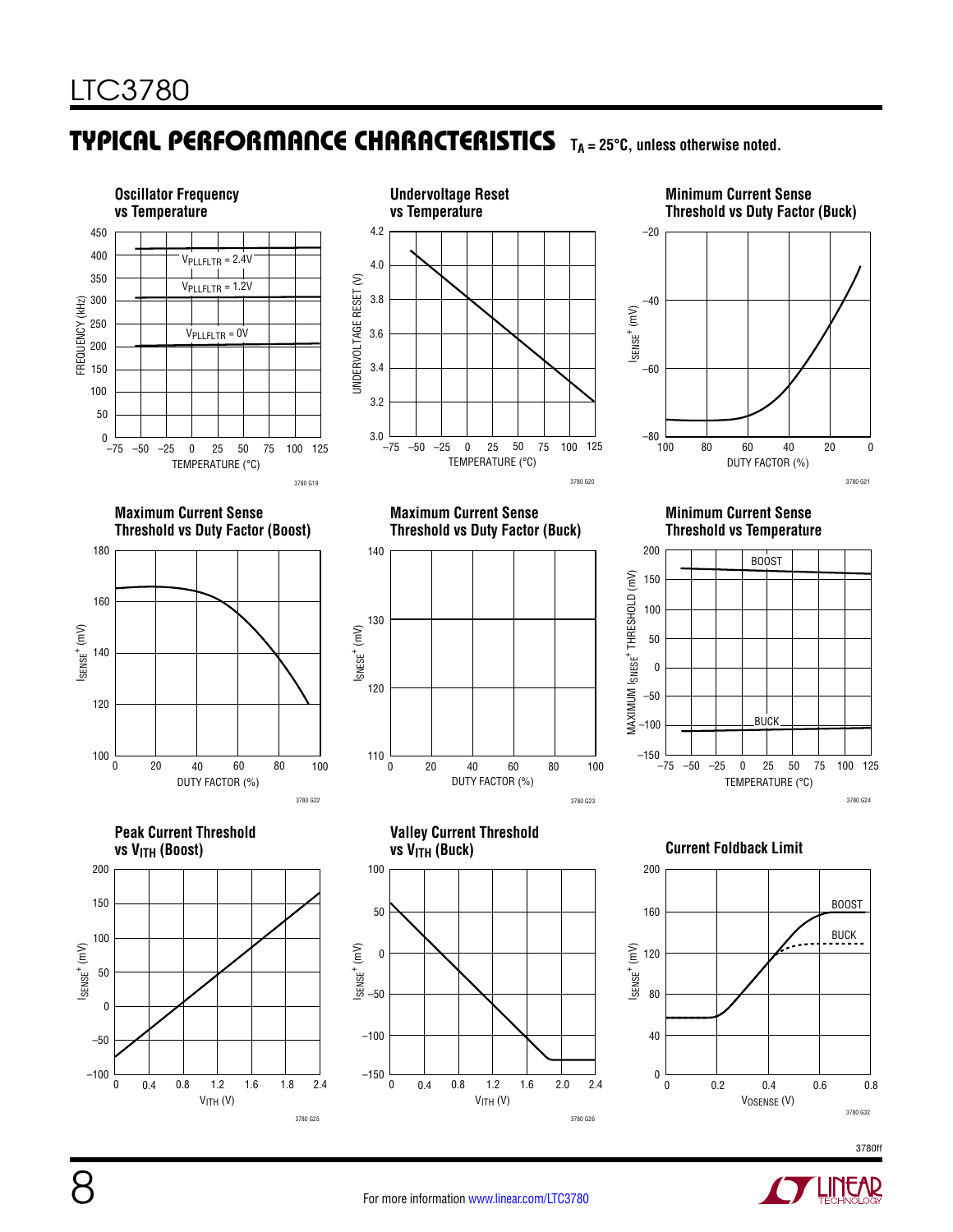## TYPICAL PERFORMANCE CHARACTERISTICS $T_A = 25°C$, unless otherwise noted.

**Oscillator Frequency vs Temperature**

$V_{PLLFLTR} = 2.4V$
$V_{PLLFLTR} = 1.2V$
$V_{PLLFLTR} = 0V$

FREQUENCY (kHz) vs TEMPERATURE (°C)

3780 G19

**Undervoltage Reset vs Temperature**

UNDERVOLTAGE RESET (V) vs TEMPERATURE (°C)

3780 G20

**Minimum Current Sense Threshold vs Duty Factor (Buck)**

$I_{SENSE}^+$ (mV) vs DUTY FACTOR (%)

3780 G21

**Maximum Current Sense Threshold vs Duty Factor (Boost)**

$I_{SENSE}^+$ (mV) vs DUTY FACTOR (%)

3780 G22

**Maximum Current Sense Threshold vs Duty Factor (Buck)**

$I_{SNESE}^+$ (mV) vs DUTY FACTOR (%)

3780 G23

**Minimum Current Sense Threshold vs Temperature**

BOOST
BUCK

MAXIMUM $I_{SNESE}^+$ THRESHOLD (mV) vs TEMPERATURE (°C)

3780 G24

**Peak Current Threshold vs $V_{ITH}$ (Boost)**

$I_{SENSE}^+$ (mV) vs $V_{ITH}$ (V)

3780 G25

**Valley Current Threshold vs $V_{ITH}$ (Buck)**

$I_{SENSE}^+$ (mV) vs $V_{ITH}$ (V)

3780 G26

**Current Foldback Limit**

BOOST
BUCK

$I_{SENSE}^+$ (mV) vs $V_{OSENSE}$ (V)

3780 G32

3780ff

For more information www.linear.com/LTC3780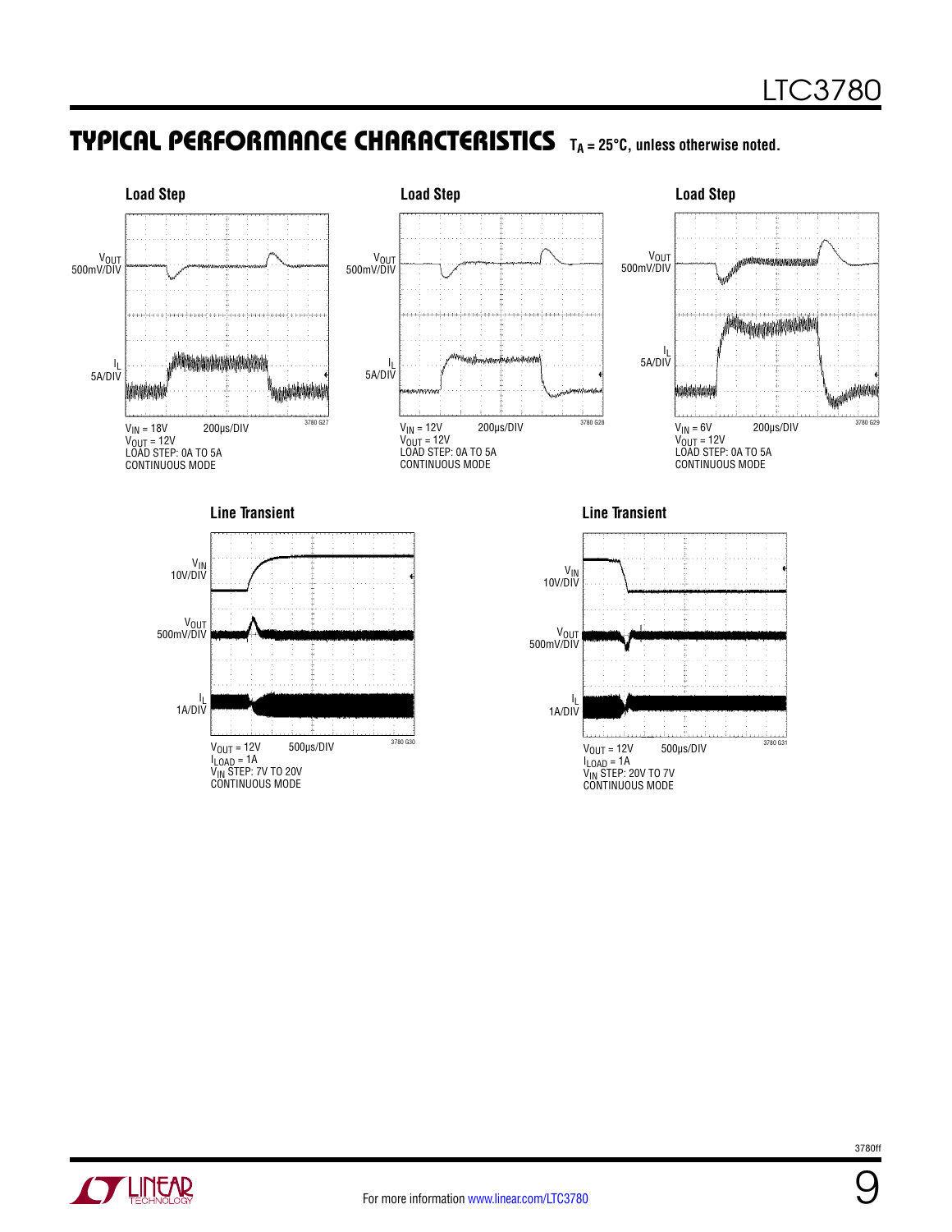## TYPICAL PERFORMANCE CHARACTERISTICS $T_A = 25°C$, unless otherwise noted.

**Load Step**

$V_{OUT}$ 500mV/DIV

$I_L$ 5A/DIV

$V_{IN} = 18V$ 200μs/DIV
$V_{OUT} = 12V$
LOAD STEP: 0A TO 5A
CONTINUOUS MODE

3780 G27

**Load Step**

$V_{OUT}$ 500mV/DIV

$I_L$ 5A/DIV

$V_{IN} = 12V$ 200μs/DIV
$V_{OUT} = 12V$
LOAD STEP: 0A TO 5A
CONTINUOUS MODE

3780 G28

**Load Step**

$V_{OUT}$ 500mV/DIV

$I_L$ 5A/DIV

$V_{IN} = 6V$ 200μs/DIV
$V_{OUT} = 12V$
LOAD STEP: 0A TO 5A
CONTINUOUS MODE

3780 G29

**Line Transient**

$V_{IN}$ 10V/DIV

$V_{OUT}$ 500mV/DIV

$I_L$ 1A/DIV

$V_{OUT} = 12V$ 500μs/DIV
$I_{LOAD} = 1A$
$V_{IN}$ STEP: 7V TO 20V
CONTINUOUS MODE

3780 G30

**Line Transient**

$V_{IN}$ 10V/DIV

$V_{OUT}$ 500mV/DIV

$I_L$ 1A/DIV

$V_{OUT} = 12V$ 500μs/DIV
$I_{LOAD} = 1A$
$V_{IN}$ STEP: 20V TO 7V
CONTINUOUS MODE

3780 G31

For more information www.linear.com/LTC3780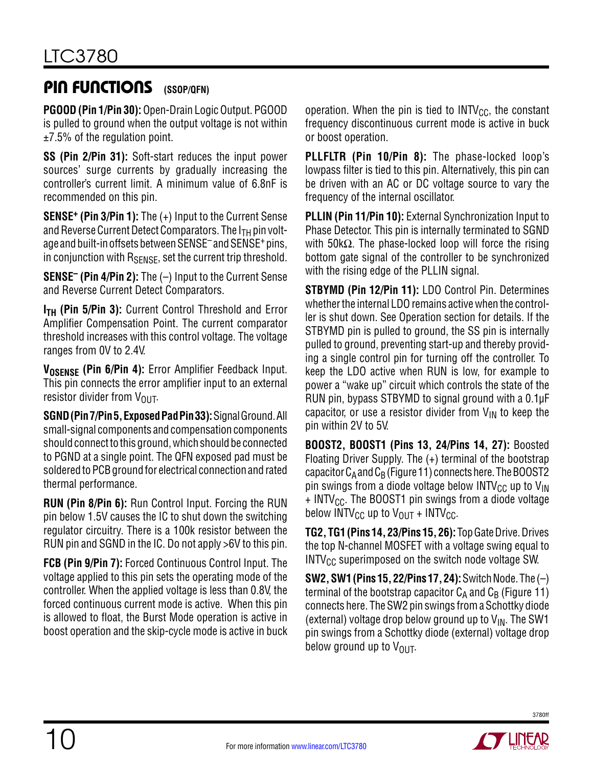## PIN FUNCTIONS (SSOP/QFN)

**PGOOD (Pin 1/Pin 30):** Open-Drain Logic Output. PGOOD is pulled to ground when the output voltage is not within ±7.5% of the regulation point.

**SS (Pin 2/Pin 31):** Soft-start reduces the input power sources' surge currents by gradually increasing the controller's current limit. A minimum value of 6.8nF is recommended on this pin.

**SENSE⁺ (Pin 3/Pin 1):** The (+) Input to the Current Sense and Reverse Current Detect Comparators. The $I_{TH}$ pin voltage and built-in offsets between $SENSE^–$ and $SENSE^+$ pins, in conjunction with $R_{SENSE}$, set the current trip threshold.

**SENSE⁻ (Pin 4/Pin 2):** The (–) Input to the Current Sense and Reverse Current Detect Comparators.

**$I_{TH}$ (Pin 5/Pin 3):** Current Control Threshold and Error Amplifier Compensation Point. The current comparator threshold increases with this control voltage. The voltage ranges from 0V to 2.4V.

**$V_{OSENSE}$ (Pin 6/Pin 4):** Error Amplifier Feedback Input. This pin connects the error amplifier input to an external resistor divider from $V_{OUT}$.

**SGND (Pin 7/Pin 5, Exposed Pad Pin 33):** Signal Ground. All small-signal components and compensation components should connect to this ground, which should be connected to PGND at a single point. The QFN exposed pad must be soldered to PCB ground for electrical connection and rated thermal performance.

**RUN (Pin 8/Pin 6):** Run Control Input. Forcing the RUN pin below 1.5V causes the IC to shut down the switching regulator circuitry. There is a 100k resistor between the RUN pin and SGND in the IC. Do not apply >6V to this pin.

**FCB (Pin 9/Pin 7):** Forced Continuous Control Input. The voltage applied to this pin sets the operating mode of the controller. When the applied voltage is less than 0.8V, the forced continuous current mode is active. When this pin is allowed to float, the Burst Mode operation is active in boost operation and the skip-cycle mode is active in buck operation. When the pin is tied to $INTV_{CC}$, the constant frequency discontinuous current mode is active in buck or boost operation.

**PLLFLTR (Pin 10/Pin 8):** The phase-locked loop's lowpass filter is tied to this pin. Alternatively, this pin can be driven with an AC or DC voltage source to vary the frequency of the internal oscillator.

**PLLIN (Pin 11/Pin 10):** External Synchronization Input to Phase Detector. This pin is internally terminated to SGND with 50kΩ. The phase-locked loop will force the rising bottom gate signal of the controller to be synchronized with the rising edge of the PLLIN signal.

**STBYMD (Pin 12/Pin 11):** LDO Control Pin. Determines whether the internal LDO remains active when the controller is shut down. See Operation section for details. If the STBYMD pin is pulled to ground, the SS pin is internally pulled to ground, preventing start-up and thereby providing a single control pin for turning off the controller. To keep the LDO active when RUN is low, for example to power a "wake up" circuit which controls the state of the RUN pin, bypass STBYMD to signal ground with a 0.1µF capacitor, or use a resistor divider from $V_{IN}$ to keep the pin within 2V to 5V.

**BOOST2, BOOST1 (Pins 13, 24/Pins 14, 27):** Boosted Floating Driver Supply. The (+) terminal of the bootstrap capacitor $C_A$ and $C_B$ (Figure 11) connects here. The BOOST2 pin swings from a diode voltage below $INTV_{CC}$ up to $V_{IN}$ + $INTV_{CC}$. The BOOST1 pin swings from a diode voltage below $INTV_{CC}$ up to $V_{OUT}$ + $INTV_{CC}$.

**TG2, TG1 (Pins 14, 23/Pins 15, 26):** Top Gate Drive. Drives the top N-channel MOSFET with a voltage swing equal to $INTV_{CC}$ superimposed on the switch node voltage SW.

**SW2, SW1 (Pins 15, 22/Pins 17, 24):** Switch Node. The (–) terminal of the bootstrap capacitor $C_A$ and $C_B$ (Figure 11) connects here. The SW2 pin swings from a Schottky diode (external) voltage drop below ground up to $V_{IN}$. The SW1 pin swings from a Schottky diode (external) voltage drop below ground up to $V_{OUT}$.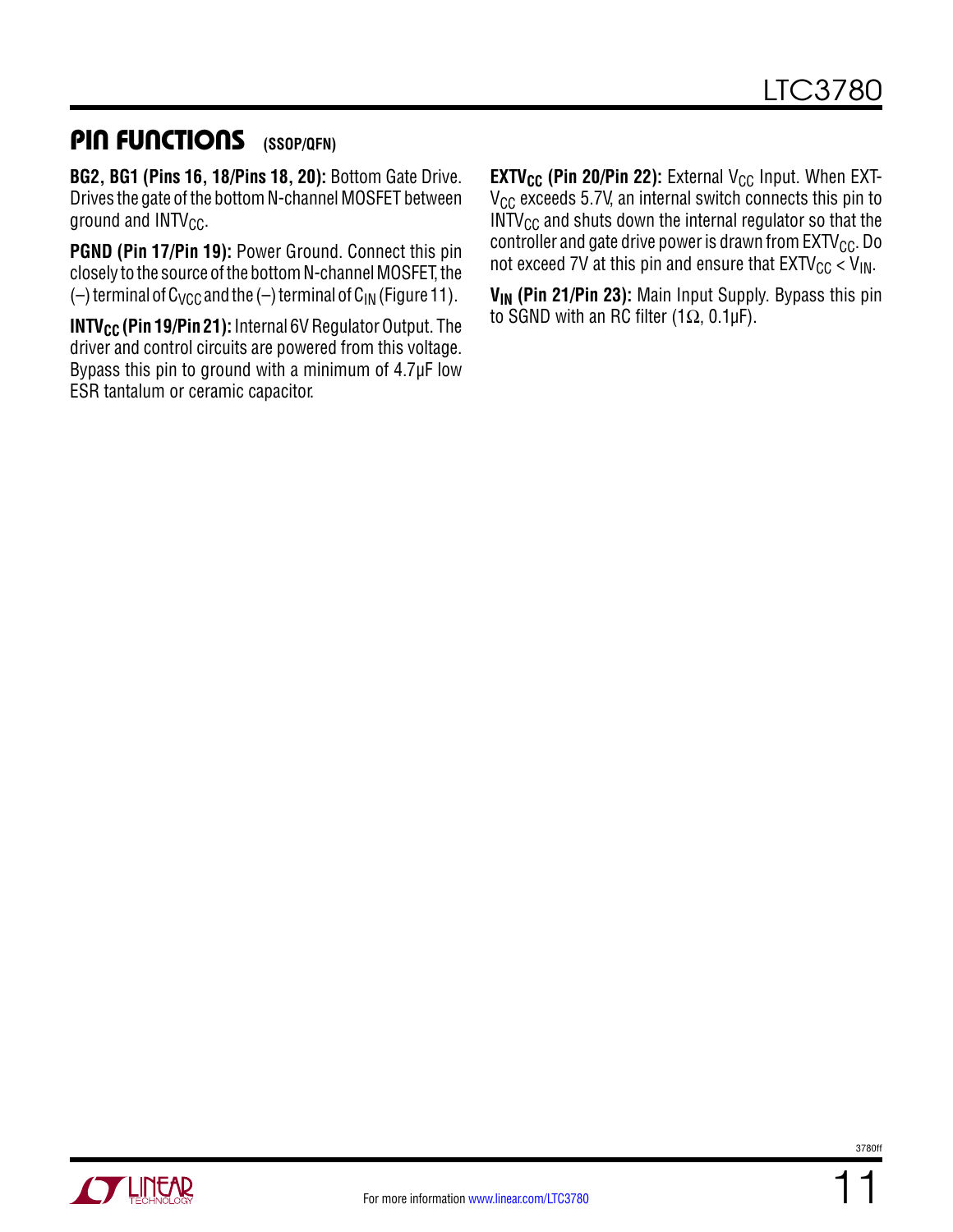## PIN FUNCTIONS (SSOP/QFN)

**BG2, BG1 (Pins 16, 18/Pins 18, 20):** Bottom Gate Drive. Drives the gate of the bottom N-channel MOSFET between ground and $INTV_{CC}$.

**PGND (Pin 17/Pin 19):** Power Ground. Connect this pin closely to the source of the bottom N-channel MOSFET, the (–) terminal of $C_{VCC}$ and the (–) terminal of $C_{IN}$ (Figure 11).

**$INTV_{CC}$ (Pin 19/Pin 21):** Internal 6V Regulator Output. The driver and control circuits are powered from this voltage. Bypass this pin to ground with a minimum of 4.7µF low ESR tantalum or ceramic capacitor.

**$EXTV_{CC}$ (Pin 20/Pin 22):** External $V_{CC}$ Input. When $EXTV_{CC}$ exceeds 5.7V, an internal switch connects this pin to $INTV_{CC}$ and shuts down the internal regulator so that the controller and gate drive power is drawn from $EXTV_{CC}$. Do not exceed 7V at this pin and ensure that $EXTV_{CC} < V_{IN}$.

**$V_{IN}$ (Pin 21/Pin 23):** Main Input Supply. Bypass this pin to SGND with an RC filter (1Ω, 0.1µF).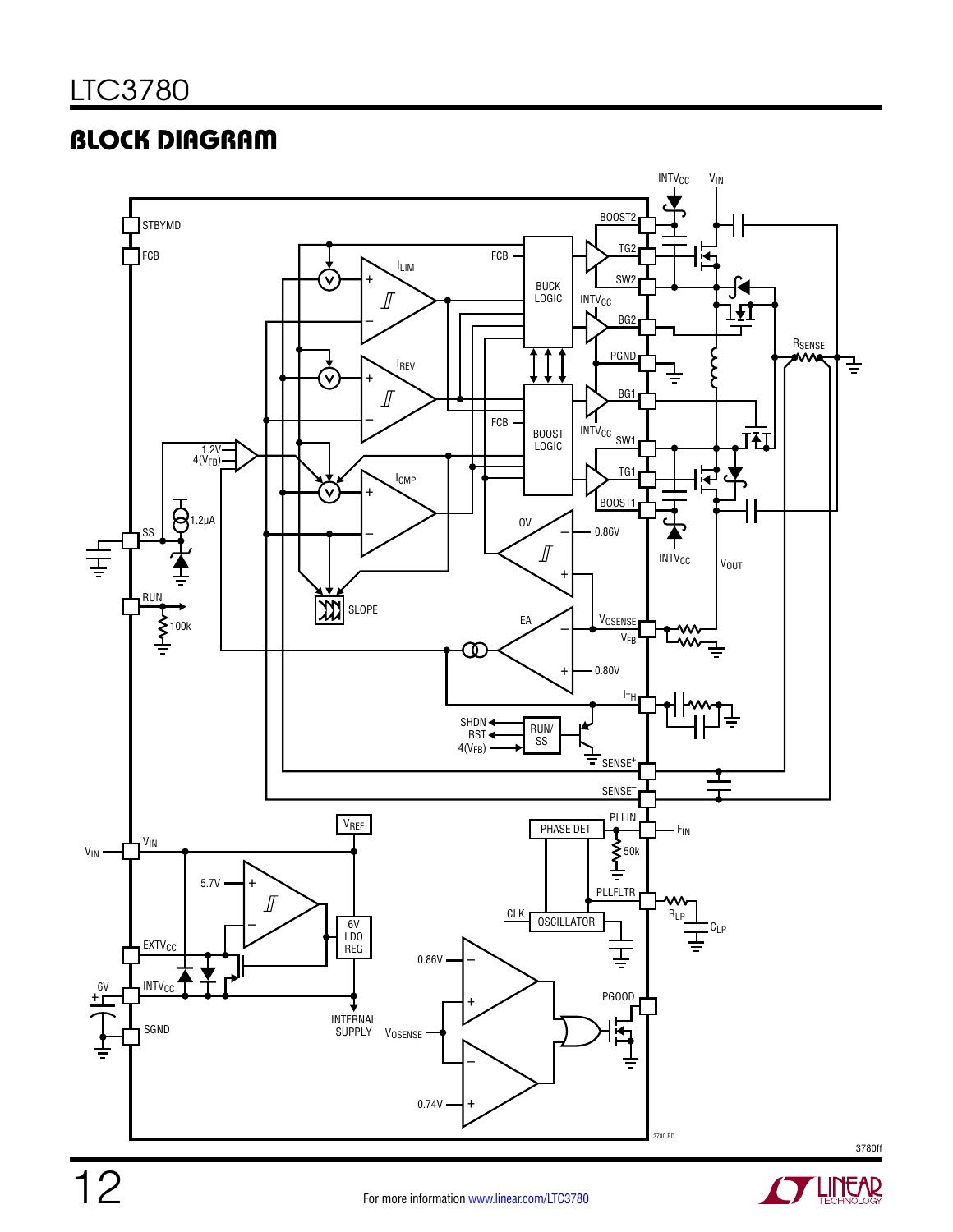## BLOCK DIAGRAM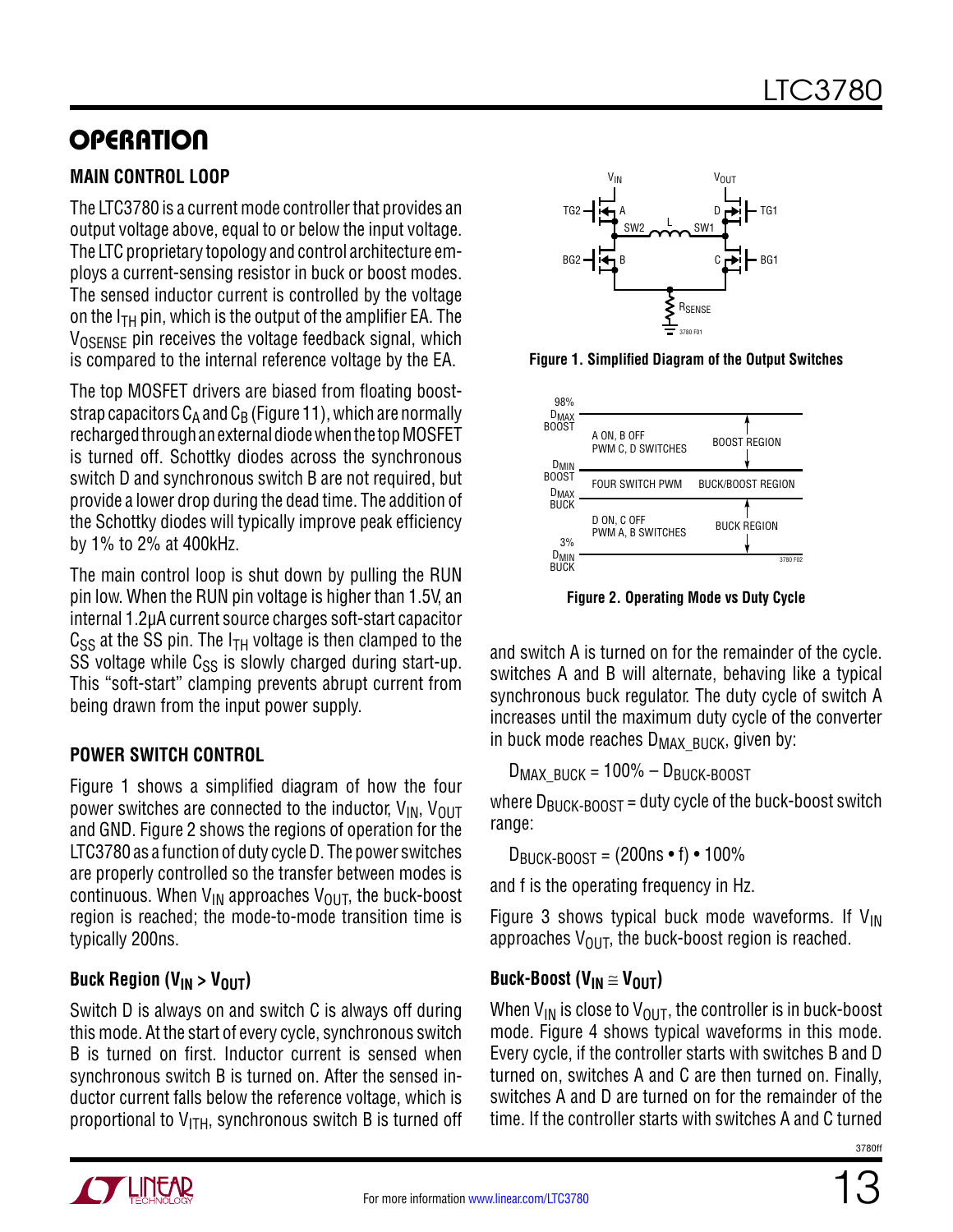## OPERATION

### MAIN CONTROL LOOP

The LTC3780 is a current mode controller that provides an output voltage above, equal to or below the input voltage. The LTC proprietary topology and control architecture employs a current-sensing resistor in buck or boost modes. The sensed inductor current is controlled by the voltage on the $I_{TH}$ pin, which is the output of the amplifier EA. The $V_{OSENSE}$ pin receives the voltage feedback signal, which is compared to the internal reference voltage by the EA.

The top MOSFET drivers are biased from floating boost-strap capacitors $C_A$ and $C_B$ (Figure 11), which are normally recharged through an external diode when the top MOSFET is turned off. Schottky diodes across the synchronous switch D and synchronous switch B are not required, but provide a lower drop during the dead time. The addition of the Schottky diodes will typically improve peak efficiency by 1% to 2% at 400kHz.

The main control loop is shut down by pulling the RUN pin low. When the RUN pin voltage is higher than 1.5V, an internal 1.2μA current source charges soft-start capacitor $C_{SS}$ at the SS pin. The $I_{TH}$ voltage is then clamped to the SS voltage while $C_{SS}$ is slowly charged during start-up. This "soft-start" clamping prevents abrupt current from being drawn from the input power supply.

Figure 1. Simplified Diagram of the Output Switches

| | | |
|---|---|---|
| 98% $D_{MAX}$ BOOST | A ON, B OFF PWM C, D SWITCHES | BOOST REGION |
| $D_{MIN}$ BOOST / $D_{MAX}$ BUCK | FOUR SWITCH PWM | BUCK/BOOST REGION |
| 3% $D_{MIN}$ BUCK | D ON, C OFF PWM A, B SWITCHES | BUCK REGION |

Figure 2. Operating Mode vs Duty Cycle

### POWER SWITCH CONTROL

Figure 1 shows a simplified diagram of how the four power switches are connected to the inductor, $V_{IN}$, $V_{OUT}$ and GND. Figure 2 shows the regions of operation for the LTC3780 as a function of duty cycle D. The power switches are properly controlled so the transfer between modes is continuous. When $V_{IN}$ approaches $V_{OUT}$, the buck-boost region is reached; the mode-to-mode transition time is typically 200ns.

#### Buck Region ($V_{IN} > V_{OUT}$)

Switch D is always on and switch C is always off during this mode. At the start of every cycle, synchronous switch B is turned on first. Inductor current is sensed when synchronous switch B is turned on. After the sensed inductor current falls below the reference voltage, which is proportional to $V_{ITH}$, synchronous switch B is turned off and switch A is turned on for the remainder of the cycle. switches A and B will alternate, behaving like a typical synchronous buck regulator. The duty cycle of switch A increases until the maximum duty cycle of the converter in buck mode reaches $D_{MAX\_BUCK}$, given by:

$$D_{MAX\_BUCK} = 100\% - D_{BUCK\text{-}BOOST}$$

where $D_{BUCK\text{-}BOOST}$ = duty cycle of the buck-boost switch range:

$$D_{BUCK\text{-}BOOST} = (200\text{ns} \cdot f) \cdot 100\%$$

and f is the operating frequency in Hz.

Figure 3 shows typical buck mode waveforms. If $V_{IN}$ approaches $V_{OUT}$, the buck-boost region is reached.

#### Buck-Boost ($V_{IN} \cong V_{OUT}$)

When $V_{IN}$ is close to $V_{OUT}$, the controller is in buck-boost mode. Figure 4 shows typical waveforms in this mode. Every cycle, if the controller starts with switches B and D turned on, switches A and C are then turned on. Finally, switches A and D are turned on for the remainder of the time. If the controller starts with switches A and C turned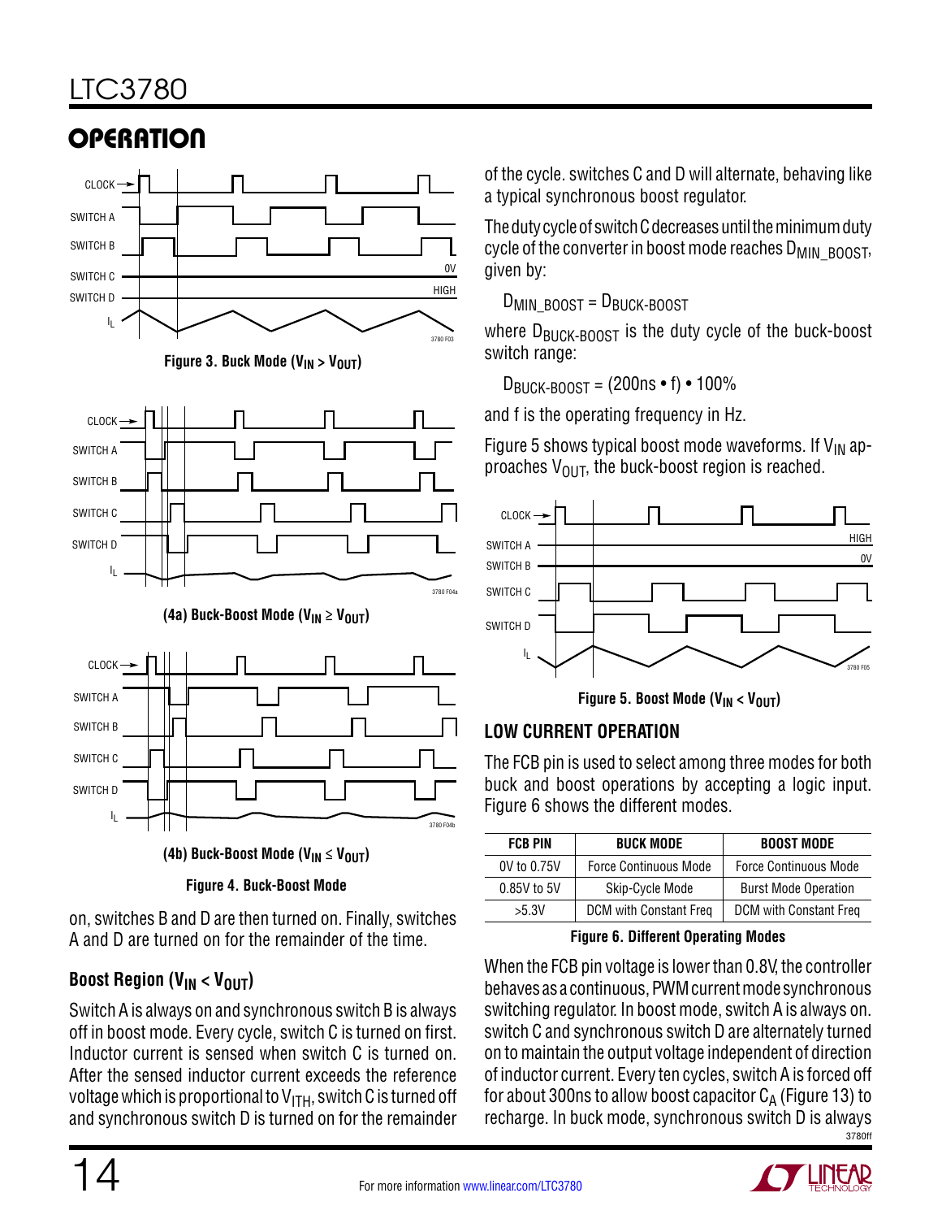## OPERATION

Figure 3. Buck Mode ($V_{IN} > V_{OUT}$)

(4a) Buck-Boost Mode ($V_{IN} \geq V_{OUT}$)

(4b) Buck-Boost Mode ($V_{IN} \leq V_{OUT}$)

Figure 4. Buck-Boost Mode

on, switches B and D are then turned on. Finally, switches A and D are turned on for the remainder of the time.

### Boost Region ($V_{IN} < V_{OUT}$)

Switch A is always on and synchronous switch B is always off in boost mode. Every cycle, switch C is turned on first. Inductor current is sensed when switch C is turned on. After the sensed inductor current exceeds the reference voltage which is proportional to $V_{ITH}$, switch C is turned off and synchronous switch D is turned on for the remainder of the cycle. switches C and D will alternate, behaving like a typical synchronous boost regulator.

The duty cycle of switch C decreases until the minimum duty cycle of the converter in boost mode reaches $D_{MIN\_BOOST}$, given by:

$$D_{MIN\_BOOST} = D_{BUCK\text{-}BOOST}$$

where $D_{BUCK\text{-}BOOST}$ is the duty cycle of the buck-boost switch range:

$$D_{BUCK\text{-}BOOST} = (200\text{ns} \cdot f) \cdot 100\%$$

and f is the operating frequency in Hz.

Figure 5 shows typical boost mode waveforms. If $V_{IN}$ approaches $V_{OUT}$, the buck-boost region is reached.

Figure 5. Boost Mode ($V_{IN} < V_{OUT}$)

### LOW CURRENT OPERATION

The FCB pin is used to select among three modes for both buck and boost operations by accepting a logic input. Figure 6 shows the different modes.

| FCB PIN | BUCK MODE | BOOST MODE |
|---|---|---|
| 0V to 0.75V | Force Continuous Mode | Force Continuous Mode |
| 0.85V to 5V | Skip-Cycle Mode | Burst Mode Operation |
| >5.3V | DCM with Constant Freq | DCM with Constant Freq |

Figure 6. Different Operating Modes

When the FCB pin voltage is lower than 0.8V, the controller behaves as a continuous, PWM current mode synchronous switching regulator. In boost mode, switch A is always on. switch C and synchronous switch D are alternately turned on to maintain the output voltage independent of direction of inductor current. Every ten cycles, switch A is forced off for about 300ns to allow boost capacitor $C_A$ (Figure 13) to recharge. In buck mode, synchronous switch D is always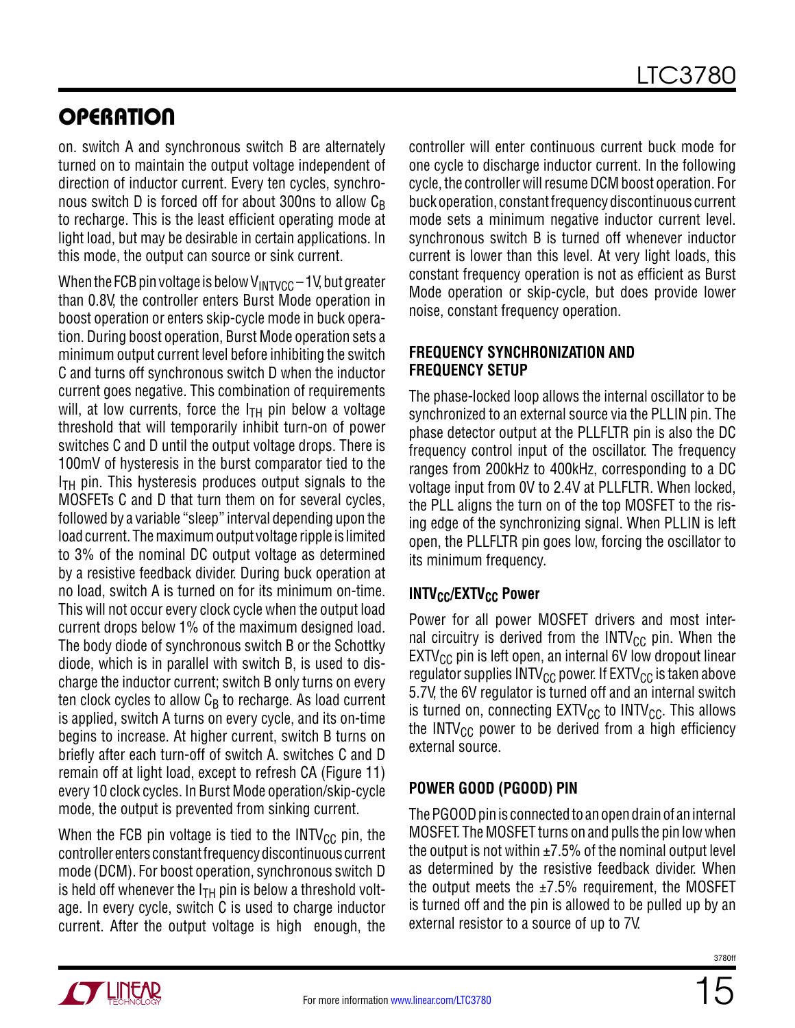## OPERATION

on. switch A and synchronous switch B are alternately turned on to maintain the output voltage independent of direction of inductor current. Every ten cycles, synchronous switch D is forced off for about 300ns to allow $C_B$ to recharge. This is the least efficient operating mode at light load, but may be desirable in certain applications. In this mode, the output can source or sink current.

When the FCB pin voltage is below $V_{INTVCC}$ – 1V, but greater than 0.8V, the controller enters Burst Mode operation in boost operation or enters skip-cycle mode in buck operation. During boost operation, Burst Mode operation sets a minimum output current level before inhibiting the switch C and turns off synchronous switch D when the inductor current goes negative. This combination of requirements will, at low currents, force the $I_{TH}$ pin below a voltage threshold that will temporarily inhibit turn-on of power switches C and D until the output voltage drops. There is 100mV of hysteresis in the burst comparator tied to the $I_{TH}$ pin. This hysteresis produces output signals to the MOSFETs C and D that turn them on for several cycles, followed by a variable "sleep" interval depending upon the load current. The maximum output voltage ripple is limited to 3% of the nominal DC output voltage as determined by a resistive feedback divider. During buck operation at no load, switch A is turned on for its minimum on-time. This will not occur every clock cycle when the output load current drops below 1% of the maximum designed load. The body diode of synchronous switch B or the Schottky diode, which is in parallel with switch B, is used to discharge the inductor current; switch B only turns on every ten clock cycles to allow $C_B$ to recharge. As load current is applied, switch A turns on every cycle, and its on-time begins to increase. At higher current, switch B turns on briefly after each turn-off of switch A. switches C and D remain off at light load, except to refresh CA (Figure 11) every 10 clock cycles. In Burst Mode operation/skip-cycle mode, the output is prevented from sinking current.

When the FCB pin voltage is tied to the $INTV_{CC}$ pin, the controller enters constant frequency discontinuous current mode (DCM). For boost operation, synchronous switch D is held off whenever the $I_{TH}$ pin is below a threshold voltage. In every cycle, switch C is used to charge inductor current. After the output voltage is high enough, the controller will enter continuous current buck mode for one cycle to discharge inductor current. In the following cycle, the controller will resume DCM boost operation. For buck operation, constant frequency discontinuous current mode sets a minimum negative inductor current level. synchronous switch B is turned off whenever inductor current is lower than this level. At very light loads, this constant frequency operation is not as efficient as Burst Mode operation or skip-cycle, but does provide lower noise, constant frequency operation.

### FREQUENCY SYNCHRONIZATION AND FREQUENCY SETUP

The phase-locked loop allows the internal oscillator to be synchronized to an external source via the PLLIN pin. The phase detector output at the PLLFLTR pin is also the DC frequency control input of the oscillator. The frequency ranges from 200kHz to 400kHz, corresponding to a DC voltage input from 0V to 2.4V at PLLFLTR. When locked, the PLL aligns the turn on of the top MOSFET to the rising edge of the synchronizing signal. When PLLIN is left open, the PLLFLTR pin goes low, forcing the oscillator to its minimum frequency.

### $INTV_{CC}/EXTV_{CC}$ Power

Power for all power MOSFET drivers and most internal circuitry is derived from the $INTV_{CC}$ pin. When the $EXTV_{CC}$ pin is left open, an internal 6V low dropout linear regulator supplies $INTV_{CC}$ power. If $EXTV_{CC}$ is taken above 5.7V, the 6V regulator is turned off and an internal switch is turned on, connecting $EXTV_{CC}$ to $INTV_{CC}$. This allows the $INTV_{CC}$ power to be derived from a high efficiency external source.

### POWER GOOD (PGOOD) PIN

The PGOOD pin is connected to an open drain of an internal MOSFET. The MOSFET turns on and pulls the pin low when the output is not within ±7.5% of the nominal output level as determined by the resistive feedback divider. When the output meets the ±7.5% requirement, the MOSFET is turned off and the pin is allowed to be pulled up by an external resistor to a source of up to 7V.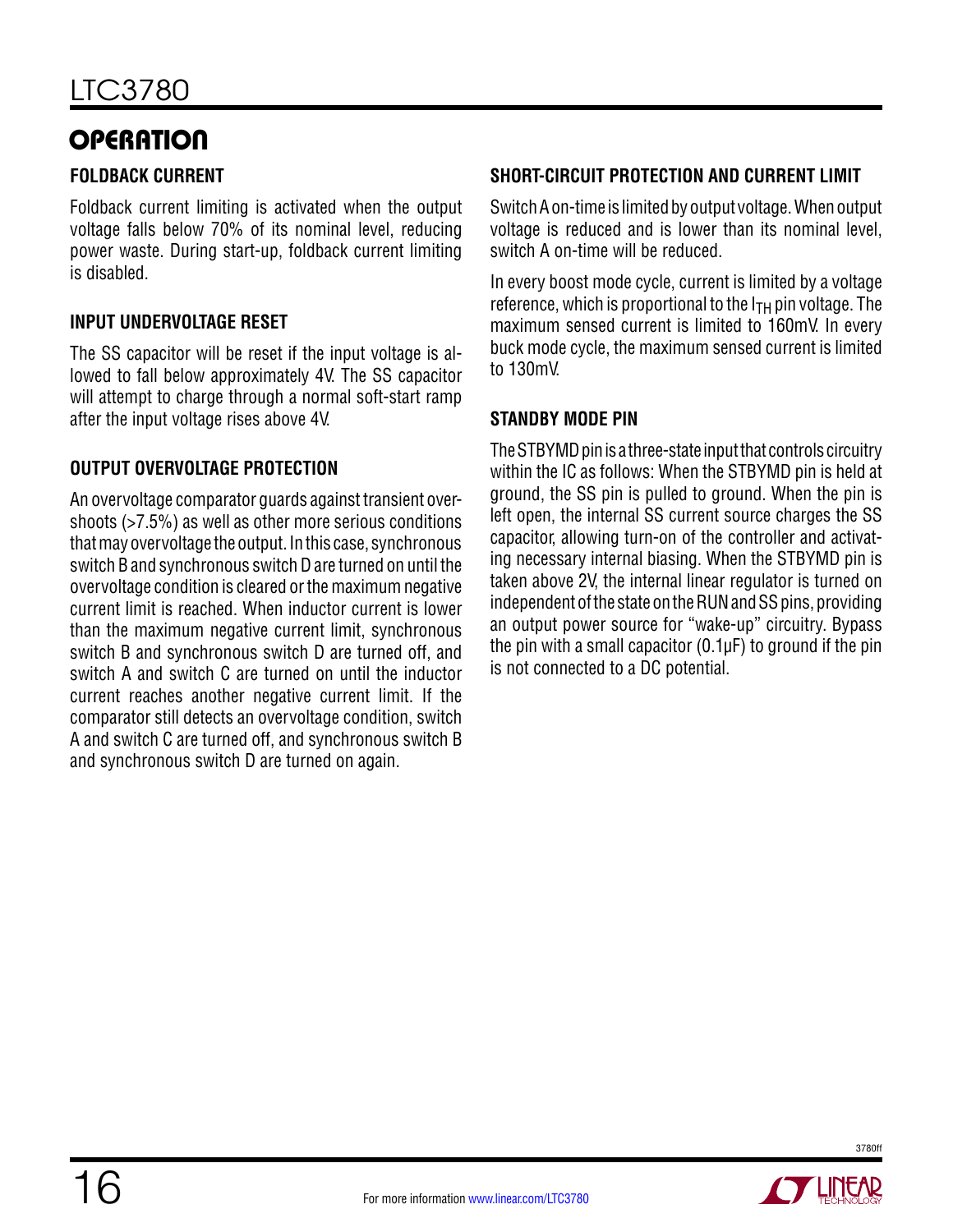## OPERATION

### FOLDBACK CURRENT

Foldback current limiting is activated when the output voltage falls below 70% of its nominal level, reducing power waste. During start-up, foldback current limiting is disabled.

### INPUT UNDERVOLTAGE RESET

The SS capacitor will be reset if the input voltage is allowed to fall below approximately 4V. The SS capacitor will attempt to charge through a normal soft-start ramp after the input voltage rises above 4V.

### OUTPUT OVERVOLTAGE PROTECTION

An overvoltage comparator guards against transient overshoots (>7.5%) as well as other more serious conditions that may overvoltage the output. In this case, synchronous switch B and synchronous switch D are turned on until the overvoltage condition is cleared or the maximum negative current limit is reached. When inductor current is lower than the maximum negative current limit, synchronous switch B and synchronous switch D are turned off, and switch A and switch C are turned on until the inductor current reaches another negative current limit. If the comparator still detects an overvoltage condition, switch A and switch C are turned off, and synchronous switch B and synchronous switch D are turned on again.

### SHORT-CIRCUIT PROTECTION AND CURRENT LIMIT

Switch A on-time is limited by output voltage. When output voltage is reduced and is lower than its nominal level, switch A on-time will be reduced.

In every boost mode cycle, current is limited by a voltage reference, which is proportional to the $I_{TH}$ pin voltage. The maximum sensed current is limited to 160mV. In every buck mode cycle, the maximum sensed current is limited to 130mV.

### STANDBY MODE PIN

The STBYMD pin is a three-state input that controls circuitry within the IC as follows: When the STBYMD pin is held at ground, the SS pin is pulled to ground. When the pin is left open, the internal SS current source charges the SS capacitor, allowing turn-on of the controller and activating necessary internal biasing. When the STBYMD pin is taken above 2V, the internal linear regulator is turned on independent of the state on the RUN and SS pins, providing an output power source for "wake-up" circuitry. Bypass the pin with a small capacitor (0.1µF) to ground if the pin is not connected to a DC potential.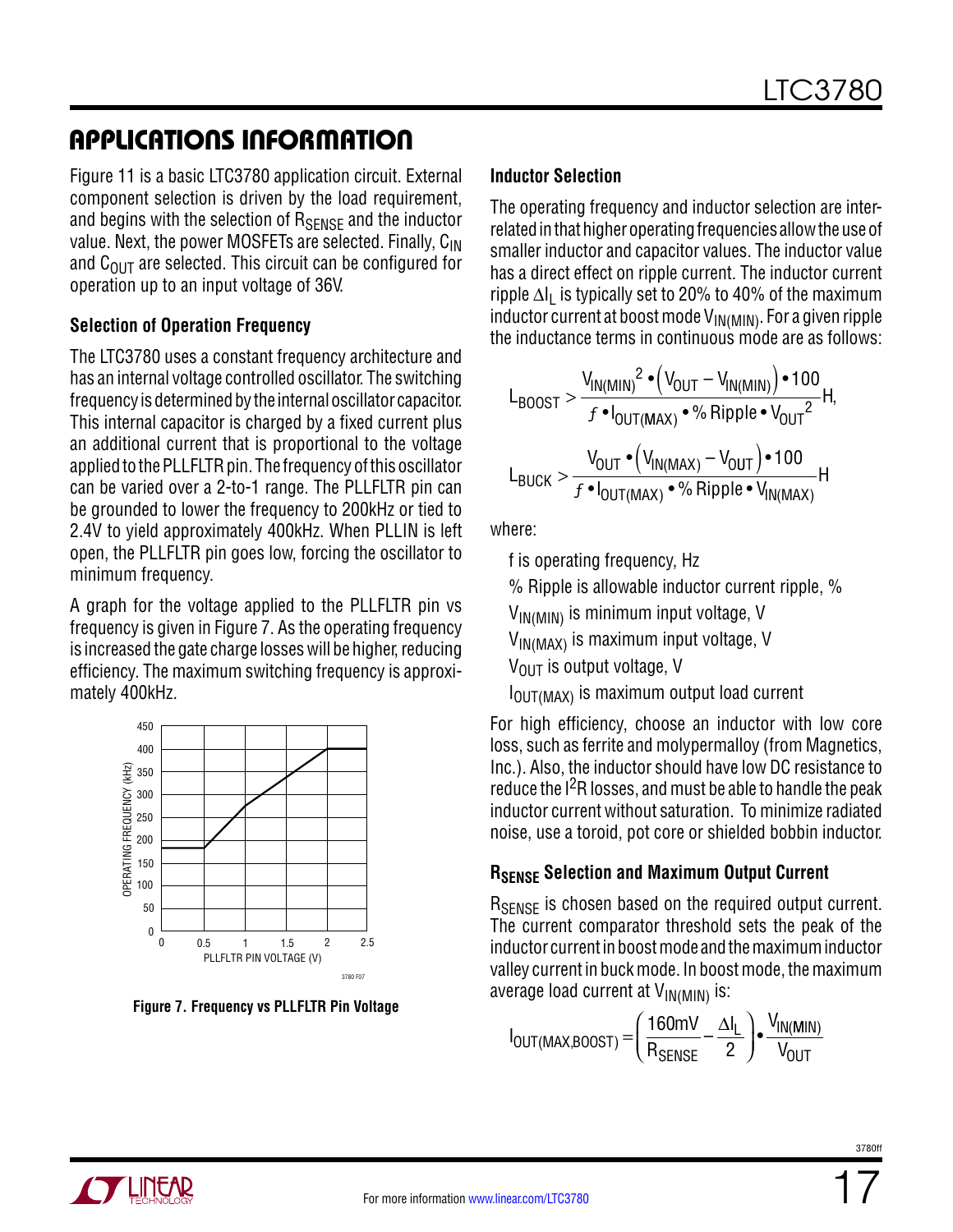## APPLICATIONS INFORMATION

Figure 11 is a basic LTC3780 application circuit. External component selection is driven by the load requirement, and begins with the selection of $R_{SENSE}$ and the inductor value. Next, the power MOSFETs are selected. Finally, $C_{IN}$ and $C_{OUT}$ are selected. This circuit can be configured for operation up to an input voltage of 36V.

### Selection of Operation Frequency

The LTC3780 uses a constant frequency architecture and has an internal voltage controlled oscillator. The switching frequency is determined by the internal oscillator capacitor. This internal capacitor is charged by a fixed current plus an additional current that is proportional to the voltage applied to the PLLFLTR pin. The frequency of this oscillator can be varied over a 2-to-1 range. The PLLFLTR pin can be grounded to lower the frequency to 200kHz or tied to 2.4V to yield approximately 400kHz. When PLLIN is left open, the PLLFLTR pin goes low, forcing the oscillator to minimum frequency.

A graph for the voltage applied to the PLLFLTR pin vs frequency is given in Figure 7. As the operating frequency is increased the gate charge losses will be higher, reducing efficiency. The maximum switching frequency is approximately 400kHz.

**Figure 7. Frequency vs PLLFLTR Pin Voltage**

### Inductor Selection

The operating frequency and inductor selection are interrelated in that higher operating frequencies allow the use of smaller inductor and capacitor values. The inductor value has a direct effect on ripple current. The inductor current ripple $\Delta I_L$ is typically set to 20% to 40% of the maximum inductor current at boost mode $V_{IN(MIN)}$. For a given ripple the inductance terms in continuous mode are as follows:

$$L_{BOOST} > \frac{V_{IN(MIN)}{}^2 \bullet \left(V_{OUT} - V_{IN(MIN)}\right) \bullet 100}{f \bullet I_{OUT(MAX)} \bullet \%\,\text{Ripple} \bullet V_{OUT}{}^2} H,$$

$$L_{BUCK} > \frac{V_{OUT} \bullet \left(V_{IN(MAX)} - V_{OUT}\right) \bullet 100}{f \bullet I_{OUT(MAX)} \bullet \%\,\text{Ripple} \bullet V_{IN(MAX)}} H$$

where:

$f$ is operating frequency, Hz

% Ripple is allowable inductor current ripple, %

$V_{IN(MIN)}$ is minimum input voltage, V

$V_{IN(MAX)}$ is maximum input voltage, V

$V_{OUT}$ is output voltage, V

$I_{OUT(MAX)}$ is maximum output load current

For high efficiency, choose an inductor with low core loss, such as ferrite and molypermalloy (from Magnetics, Inc.). Also, the inductor should have low DC resistance to reduce the $I^2R$ losses, and must be able to handle the peak inductor current without saturation. To minimize radiated noise, use a toroid, pot core or shielded bobbin inductor.

### $R_{SENSE}$ Selection and Maximum Output Current

$R_{SENSE}$ is chosen based on the required output current. The current comparator threshold sets the peak of the inductor current in boost mode and the maximum inductor valley current in buck mode. In boost mode, the maximum average load current at $V_{IN(MIN)}$ is:

$$I_{OUT(MAX,BOOST)} = \left(\frac{160mV}{R_{SENSE}} - \frac{\Delta I_L}{2}\right) \bullet \frac{V_{IN(MIN)}}{V_{OUT}}$$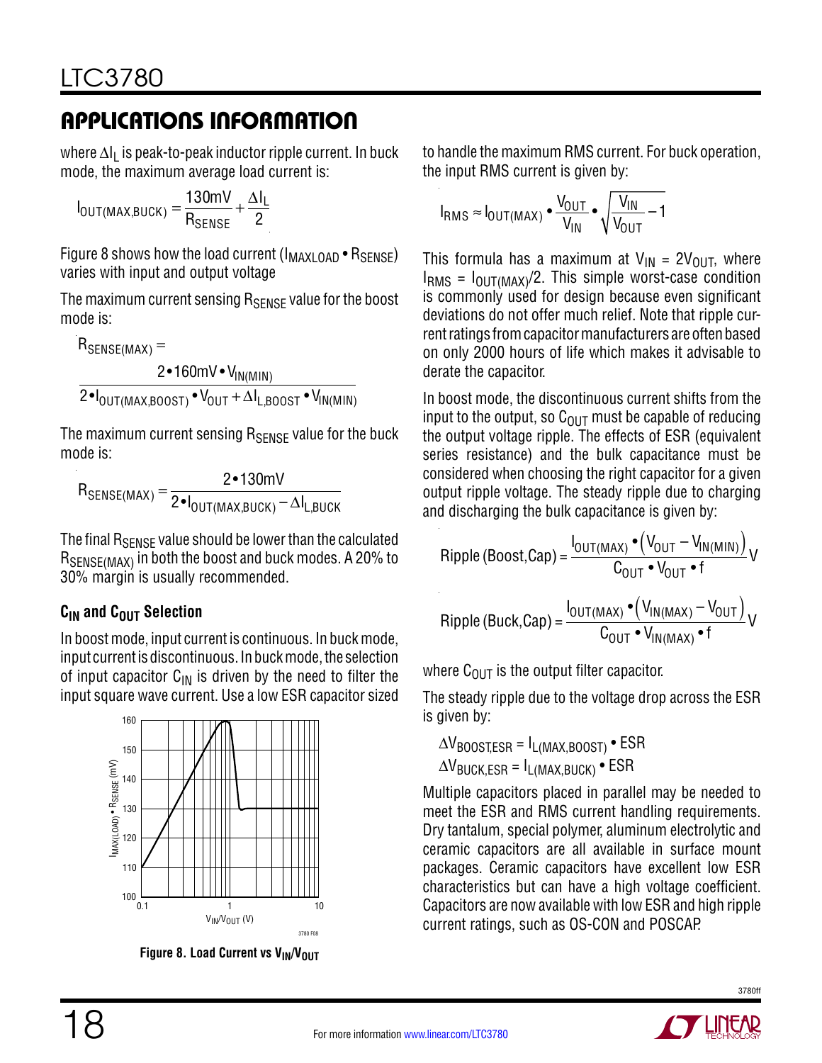## APPLICATIONS INFORMATION

where $\Delta I_L$ is peak-to-peak inductor ripple current. In buck mode, the maximum average load current is:

$$I_{OUT(MAX,BUCK)} = \frac{130mV}{R_{SENSE}} + \frac{\Delta I_L}{2}$$

Figure 8 shows how the load current ($I_{MAXLOAD} \bullet R_{SENSE}$) varies with input and output voltage

The maximum current sensing $R_{SENSE}$ value for the boost mode is:

$$R_{SENSE(MAX)} = \frac{2 \bullet 160mV \bullet V_{IN(MIN)}}{2 \bullet I_{OUT(MAX,BOOST)} \bullet V_{OUT} + \Delta I_{L,BOOST} \bullet V_{IN(MIN)}}$$

The maximum current sensing $R_{SENSE}$ value for the buck mode is:

$$R_{SENSE(MAX)} = \frac{2 \bullet 130mV}{2 \bullet I_{OUT(MAX,BUCK)} - \Delta I_{L,BUCK}}$$

The final $R_{SENSE}$ value should be lower than the calculated $R_{SENSE(MAX)}$ in both the boost and buck modes. A 20% to 30% margin is usually recommended.

### $C_{IN}$ and $C_{OUT}$ Selection

In boost mode, input current is continuous. In buck mode, input current is discontinuous. In buck mode, the selection of input capacitor $C_{IN}$ is driven by the need to filter the input square wave current. Use a low ESR capacitor sized to handle the maximum RMS current. For buck operation, the input RMS current is given by:

**Figure 8. Load Current vs $V_{IN}/V_{OUT}$**

$$I_{RMS} \approx I_{OUT(MAX)} \bullet \frac{V_{OUT}}{V_{IN}} \bullet \sqrt{\frac{V_{IN}}{V_{OUT}} - 1}$$

This formula has a maximum at $V_{IN} = 2V_{OUT}$, where $I_{RMS} = I_{OUT(MAX)}/2$. This simple worst-case condition is commonly used for design because even significant deviations do not offer much relief. Note that ripple current ratings from capacitor manufacturers are often based on only 2000 hours of life which makes it advisable to derate the capacitor.

In boost mode, the discontinuous current shifts from the input to the output, so $C_{OUT}$ must be capable of reducing the output voltage ripple. The effects of ESR (equivalent series resistance) and the bulk capacitance must be considered when choosing the right capacitor for a given output ripple voltage. The steady ripple due to charging and discharging the bulk capacitance is given by:

$$\text{Ripple (Boost,Cap)} = \frac{I_{OUT(MAX)} \bullet \left(V_{OUT} - V_{IN(MIN)}\right)}{C_{OUT} \bullet V_{OUT} \bullet f} V$$

$$\text{Ripple (Buck,Cap)} = \frac{I_{OUT(MAX)} \bullet \left(V_{IN(MAX)} - V_{OUT}\right)}{C_{OUT} \bullet V_{IN(MAX)} \bullet f} V$$

where $C_{OUT}$ is the output filter capacitor.

The steady ripple due to the voltage drop across the ESR is given by:

$$\Delta V_{BOOST,ESR} = I_{L(MAX,BOOST)} \bullet ESR$$

$$\Delta V_{BUCK,ESR} = I_{L(MAX,BUCK)} \bullet ESR$$

Multiple capacitors placed in parallel may be needed to meet the ESR and RMS current handling requirements. Dry tantalum, special polymer, aluminum electrolytic and ceramic capacitors are all available in surface mount packages. Ceramic capacitors have excellent low ESR characteristics but can have a high voltage coefficient. Capacitors are now available with low ESR and high ripple current ratings, such as OS-CON and POSCAP.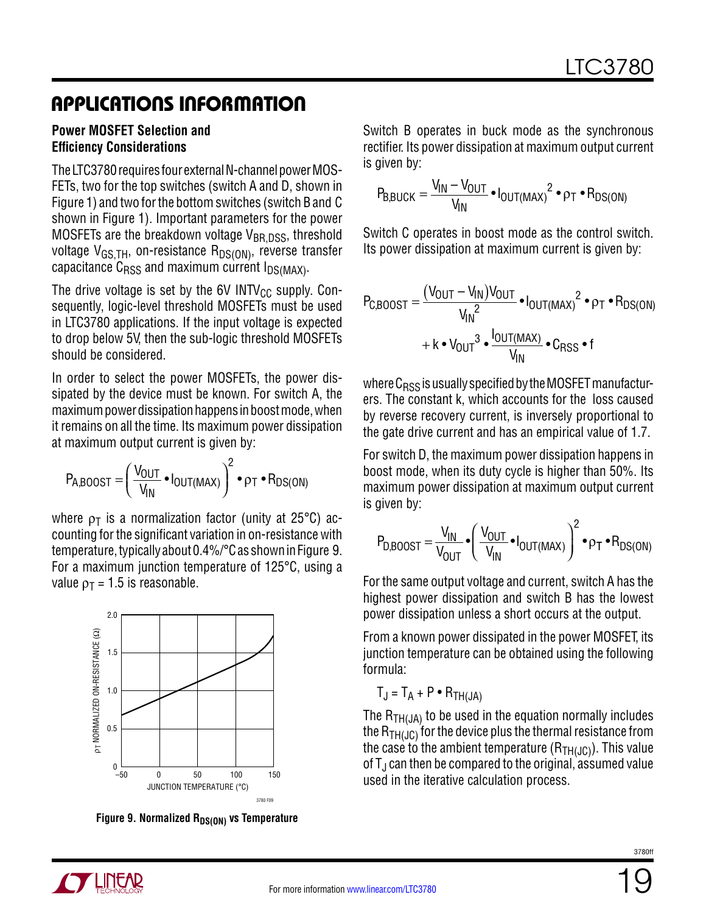## APPLICATIONS INFORMATION

**Power MOSFET Selection and Efficiency Considerations**

The LTC3780 requires four external N-channel power MOSFETs, two for the top switches (switch A and D, shown in Figure 1) and two for the bottom switches (switch B and C shown in Figure 1). Important parameters for the power MOSFETs are the breakdown voltage $V_{BR,DSS}$, threshold voltage $V_{GS,TH}$, on-resistance $R_{DS(ON)}$, reverse transfer capacitance $C_{RSS}$ and maximum current $I_{DS(MAX)}$.

The drive voltage is set by the 6V $INTV_{CC}$ supply. Consequently, logic-level threshold MOSFETs must be used in LTC3780 applications. If the input voltage is expected to drop below 5V, then the sub-logic threshold MOSFETs should be considered.

In order to select the power MOSFETs, the power dissipated by the device must be known. For switch A, the maximum power dissipation happens in boost mode, when it remains on all the time. Its maximum power dissipation at maximum output current is given by:

$$P_{A,BOOST} = \left(\frac{V_{OUT}}{V_{IN}} \bullet I_{OUT(MAX)}\right)^2 \bullet \rho_T \bullet R_{DS(ON)}$$

where $\rho_T$ is a normalization factor (unity at 25°C) accounting for the significant variation in on-resistance with temperature, typically about 0.4%/°C as shown in Figure 9. For a maximum junction temperature of 125°C, using a value $\rho_T$ = 1.5 is reasonable.

**Figure 9. Normalized $R_{DS(ON)}$ vs Temperature**

Switch B operates in buck mode as the synchronous rectifier. Its power dissipation at maximum output current is given by:

$$P_{B,BUCK} = \frac{V_{IN} - V_{OUT}}{V_{IN}} \bullet I_{OUT(MAX)}{}^2 \bullet \rho_T \bullet R_{DS(ON)}$$

Switch C operates in boost mode as the control switch. Its power dissipation at maximum current is given by:

$$P_{C,BOOST} = \frac{(V_{OUT} - V_{IN})V_{OUT}}{V_{IN}{}^2} \bullet I_{OUT(MAX)}{}^2 \bullet \rho_T \bullet R_{DS(ON)} + k \bullet V_{OUT}{}^3 \bullet \frac{I_{OUT(MAX)}}{V_{IN}} \bullet C_{RSS} \bullet f$$

where $C_{RSS}$ is usually specified by the MOSFET manufacturers. The constant k, which accounts for the loss caused by reverse recovery current, is inversely proportional to the gate drive current and has an empirical value of 1.7.

For switch D, the maximum power dissipation happens in boost mode, when its duty cycle is higher than 50%. Its maximum power dissipation at maximum output current is given by:

$$P_{D,BOOST} = \frac{V_{IN}}{V_{OUT}} \bullet \left(\frac{V_{OUT}}{V_{IN}} \bullet I_{OUT(MAX)}\right)^2 \bullet \rho_T \bullet R_{DS(ON)}$$

For the same output voltage and current, switch A has the highest power dissipation and switch B has the lowest power dissipation unless a short occurs at the output.

From a known power dissipated in the power MOSFET, its junction temperature can be obtained using the following formula:

$$T_J = T_A + P \bullet R_{TH(JA)}$$

The $R_{TH(JA)}$ to be used in the equation normally includes the $R_{TH(JC)}$ for the device plus the thermal resistance from the case to the ambient temperature ($R_{TH(JC)}$). This value of $T_J$ can then be compared to the original, assumed value used in the iterative calculation process.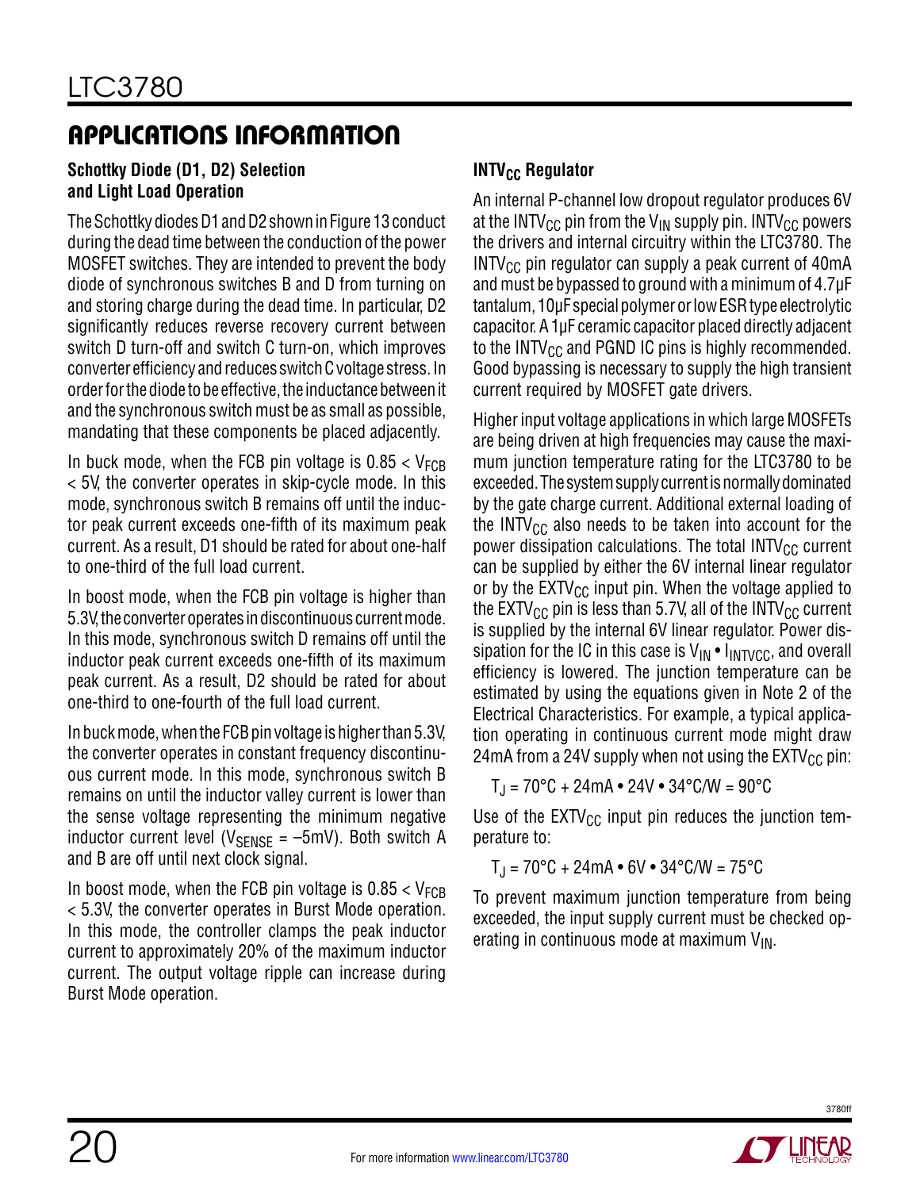## APPLICATIONS INFORMATION

### Schottky Diode (D1, D2) Selection and Light Load Operation

The Schottky diodes D1 and D2 shown in Figure 13 conduct during the dead time between the conduction of the power MOSFET switches. They are intended to prevent the body diode of synchronous switches B and D from turning on and storing charge during the dead time. In particular, D2 significantly reduces reverse recovery current between switch D turn-off and switch C turn-on, which improves converter efficiency and reduces switch C voltage stress. In order for the diode to be effective, the inductance between it and the synchronous switch must be as small as possible, mandating that these components be placed adjacently.

In buck mode, when the FCB pin voltage is $0.85 < V_{FCB} < 5V$, the converter operates in skip-cycle mode. In this mode, synchronous switch B remains off until the inductor peak current exceeds one-fifth of its maximum peak current. As a result, D1 should be rated for about one-half to one-third of the full load current.

In boost mode, when the FCB pin voltage is higher than 5.3V, the converter operates in discontinuous current mode. In this mode, synchronous switch D remains off until the inductor peak current exceeds one-fifth of its maximum peak current. As a result, D2 should be rated for about one-third to one-fourth of the full load current.

In buck mode, when the FCB pin voltage is higher than 5.3V, the converter operates in constant frequency discontinuous current mode. In this mode, synchronous switch B remains on until the inductor valley current is lower than the sense voltage representing the minimum negative inductor current level ($V_{SENSE} = –5mV$). Both switch A and B are off until next clock signal.

In boost mode, when the FCB pin voltage is $0.85 < V_{FCB} < 5.3V$, the converter operates in Burst Mode operation. In this mode, the controller clamps the peak inductor current to approximately 20% of the maximum inductor current. The output voltage ripple can increase during Burst Mode operation.

### $INTV_{CC}$ Regulator

An internal P-channel low dropout regulator produces 6V at the $INTV_{CC}$ pin from the $V_{IN}$ supply pin. $INTV_{CC}$ powers the drivers and internal circuitry within the LTC3780. The $INTV_{CC}$ pin regulator can supply a peak current of 40mA and must be bypassed to ground with a minimum of 4.7µF tantalum, 10µF special polymer or low ESR type electrolytic capacitor. A 1µF ceramic capacitor placed directly adjacent to the $INTV_{CC}$ and PGND IC pins is highly recommended. Good bypassing is necessary to supply the high transient current required by MOSFET gate drivers.

Higher input voltage applications in which large MOSFETs are being driven at high frequencies may cause the maximum junction temperature rating for the LTC3780 to be exceeded. The system supply current is normally dominated by the gate charge current. Additional external loading of the $INTV_{CC}$ also needs to be taken into account for the power dissipation calculations. The total $INTV_{CC}$ current can be supplied by either the 6V internal linear regulator or by the $EXTV_{CC}$ input pin. When the voltage applied to the $EXTV_{CC}$ pin is less than 5.7V, all of the $INTV_{CC}$ current is supplied by the internal 6V linear regulator. Power dissipation for the IC in this case is $V_{IN} \bullet I_{INTVCC}$, and overall efficiency is lowered. The junction temperature can be estimated by using the equations given in Note 2 of the Electrical Characteristics. For example, a typical application operating in continuous current mode might draw 24mA from a 24V supply when not using the $EXTV_{CC}$ pin:

$$T_J = 70°C + 24mA \bullet 24V \bullet 34°C/W = 90°C$$

Use of the $EXTV_{CC}$ input pin reduces the junction temperature to:

$$T_J = 70°C + 24mA \bullet 6V \bullet 34°C/W = 75°C$$

To prevent maximum junction temperature from being exceeded, the input supply current must be checked operating in continuous mode at maximum $V_{IN}$.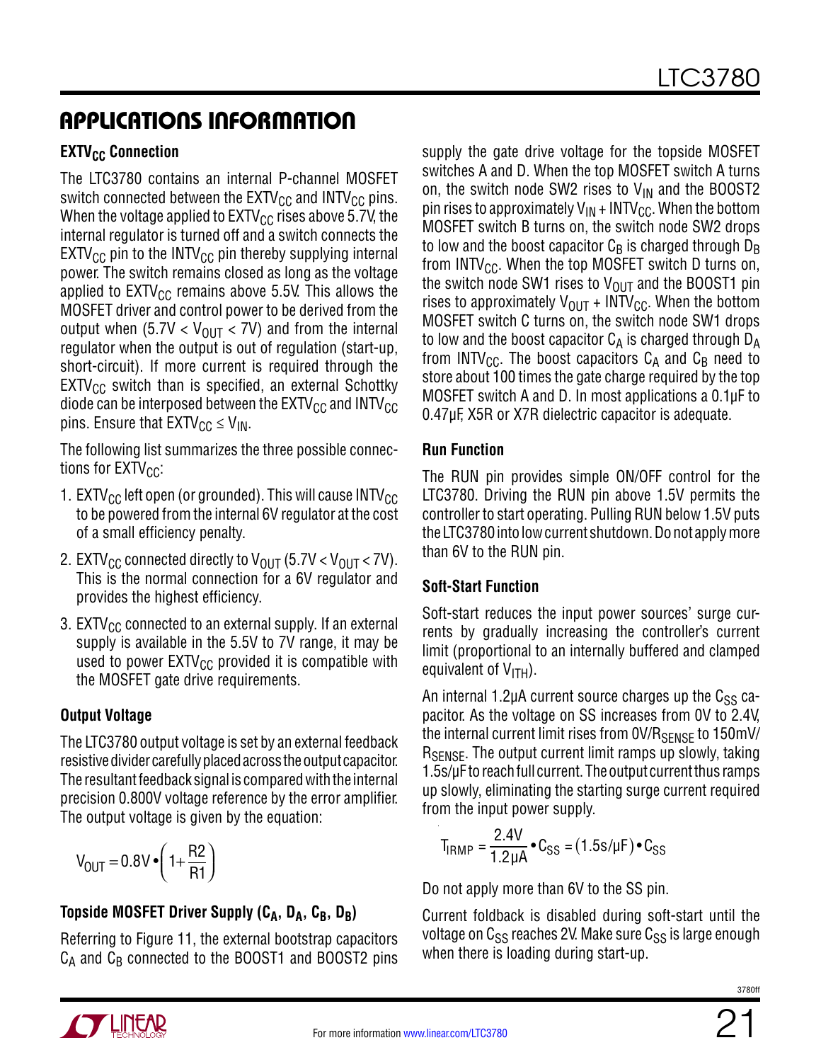## APPLICATIONS INFORMATION

### $EXTV_{CC}$ Connection

The LTC3780 contains an internal P-channel MOSFET switch connected between the $EXTV_{CC}$ and $INTV_{CC}$ pins. When the voltage applied to $EXTV_{CC}$ rises above 5.7V, the internal regulator is turned off and a switch connects the $EXTV_{CC}$ pin to the $INTV_{CC}$ pin thereby supplying internal power. The switch remains closed as long as the voltage applied to $EXTV_{CC}$ remains above 5.5V. This allows the MOSFET driver and control power to be derived from the output when ($5.7V < V_{OUT} < 7V$) and from the internal regulator when the output is out of regulation (start-up, short-circuit). If more current is required through the $EXTV_{CC}$ switch than is specified, an external Schottky diode can be interposed between the $EXTV_{CC}$ and $INTV_{CC}$ pins. Ensure that $EXTV_{CC} \le V_{IN}$.

The following list summarizes the three possible connections for $EXTV_{CC}$:

1. $EXTV_{CC}$ left open (or grounded). This will cause $INTV_{CC}$ to be powered from the internal 6V regulator at the cost of a small efficiency penalty.
2. $EXTV_{CC}$ connected directly to $V_{OUT}$ ($5.7V < V_{OUT} < 7V$). This is the normal connection for a 6V regulator and provides the highest efficiency.
3. $EXTV_{CC}$ connected to an external supply. If an external supply is available in the 5.5V to 7V range, it may be used to power $EXTV_{CC}$ provided it is compatible with the MOSFET gate drive requirements.

### Output Voltage

The LTC3780 output voltage is set by an external feedback resistive divider carefully placed across the output capacitor. The resultant feedback signal is compared with the internal precision 0.800V voltage reference by the error amplifier. The output voltage is given by the equation:

$$V_{OUT} = 0.8V \cdot \left(1 + \frac{R2}{R1}\right)$$

### Topside MOSFET Driver Supply ($C_A$, $D_A$, $C_B$, $D_B$)

Referring to Figure 11, the external bootstrap capacitors $C_A$ and $C_B$ connected to the BOOST1 and BOOST2 pins supply the gate drive voltage for the topside MOSFET switches A and D. When the top MOSFET switch A turns on, the switch node SW2 rises to $V_{IN}$ and the BOOST2 pin rises to approximately $V_{IN} + INTV_{CC}$. When the bottom MOSFET switch B turns on, the switch node SW2 drops to low and the boost capacitor $C_B$ is charged through $D_B$ from $INTV_{CC}$. When the top MOSFET switch D turns on, the switch node SW1 rises to $V_{OUT}$ and the BOOST1 pin rises to approximately $V_{OUT} + INTV_{CC}$. When the bottom MOSFET switch C turns on, the switch node SW1 drops to low and the boost capacitor $C_A$ is charged through $D_A$ from $INTV_{CC}$. The boost capacitors $C_A$ and $C_B$ need to store about 100 times the gate charge required by the top MOSFET switch A and D. In most applications a 0.1µF to 0.47µF, X5R or X7R dielectric capacitor is adequate.

### Run Function

The RUN pin provides simple ON/OFF control for the LTC3780. Driving the RUN pin above 1.5V permits the controller to start operating. Pulling RUN below 1.5V puts the LTC3780 into low current shutdown. Do not apply more than 6V to the RUN pin.

### Soft-Start Function

Soft-start reduces the input power sources' surge currents by gradually increasing the controller's current limit (proportional to an internally buffered and clamped equivalent of $V_{ITH}$).

An internal 1.2µA current source charges up the $C_{SS}$ capacitor. As the voltage on SS increases from 0V to 2.4V, the internal current limit rises from $0V/R_{SENSE}$ to $150mV/R_{SENSE}$. The output current limit ramps up slowly, taking 1.5s/µF to reach full current. The output current thus ramps up slowly, eliminating the starting surge current required from the input power supply.

$$T_{IRMP} = \frac{2.4V}{1.2\mu A} \cdot C_{SS} = (1.5s/\mu F) \cdot C_{SS}$$

Do not apply more than 6V to the SS pin.

Current foldback is disabled during soft-start until the voltage on $C_{SS}$ reaches 2V. Make sure $C_{SS}$ is large enough when there is loading during start-up.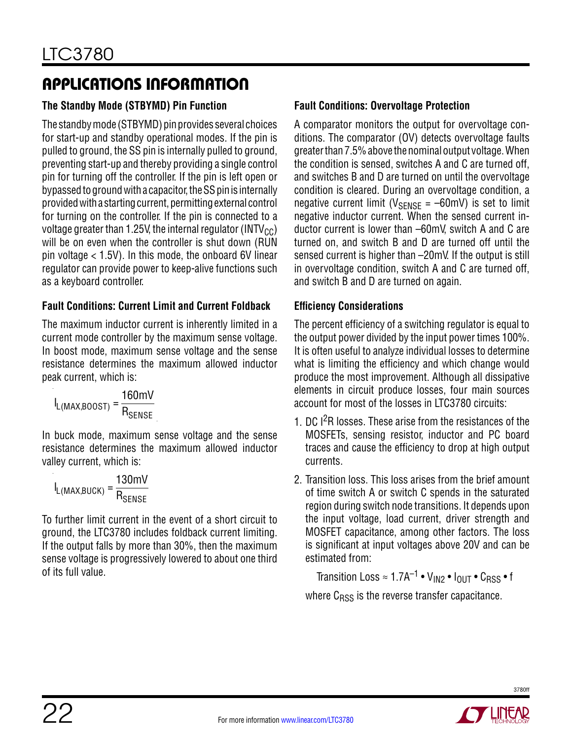## APPLICATIONS INFORMATION

### The Standby Mode (STBYMD) Pin Function

The standby mode (STBYMD) pin provides several choices for start-up and standby operational modes. If the pin is pulled to ground, the SS pin is internally pulled to ground, preventing start-up and thereby providing a single control pin for turning off the controller. If the pin is left open or bypassed to ground with a capacitor, the SS pin is internally provided with a starting current, permitting external control for turning on the controller. If the pin is connected to a voltage greater than 1.25V, the internal regulator ($INTV_{CC}$) will be on even when the controller is shut down (RUN pin voltage < 1.5V). In this mode, the onboard 6V linear regulator can provide power to keep-alive functions such as a keyboard controller.

### Fault Conditions: Current Limit and Current Foldback

The maximum inductor current is inherently limited in a current mode controller by the maximum sense voltage. In boost mode, maximum sense voltage and the sense resistance determines the maximum allowed inductor peak current, which is:

$$I_{L(MAX,BOOST)} = \frac{160mV}{R_{SENSE}}$$

In buck mode, maximum sense voltage and the sense resistance determines the maximum allowed inductor valley current, which is:

$$I_{L(MAX,BUCK)} = \frac{130mV}{R_{SENSE}}$$

To further limit current in the event of a short circuit to ground, the LTC3780 includes foldback current limiting. If the output falls by more than 30%, then the maximum sense voltage is progressively lowered to about one third of its full value.

### Fault Conditions: Overvoltage Protection

A comparator monitors the output for overvoltage conditions. The comparator (OV) detects overvoltage faults greater than 7.5% above the nominal output voltage. When the condition is sensed, switches A and C are turned off, and switches B and D are turned on until the overvoltage condition is cleared. During an overvoltage condition, a negative current limit ($V_{SENSE}$ = –60mV) is set to limit negative inductor current. When the sensed current inductor current is lower than –60mV, switch A and C are turned on, and switch B and D are turned off until the sensed current is higher than –20mV. If the output is still in overvoltage condition, switch A and C are turned off, and switch B and D are turned on again.

### Efficiency Considerations

The percent efficiency of a switching regulator is equal to the output power divided by the input power times 100%. It is often useful to analyze individual losses to determine what is limiting the efficiency and which change would produce the most improvement. Although all dissipative elements in circuit produce losses, four main sources account for most of the losses in LTC3780 circuits:

1. DC $I^2R$ losses. These arise from the resistances of the MOSFETs, sensing resistor, inductor and PC board traces and cause the efficiency to drop at high output currents.

2. Transition loss. This loss arises from the brief amount of time switch A or switch C spends in the saturated region during switch node transitions. It depends upon the input voltage, load current, driver strength and MOSFET capacitance, among other factors. The loss is significant at input voltages above 20V and can be estimated from:

   $$\text{Transition Loss} \approx 1.7A^{-1} \cdot V_{IN2} \cdot I_{OUT} \cdot C_{RSS} \cdot f$$

   where $C_{RSS}$ is the reverse transfer capacitance.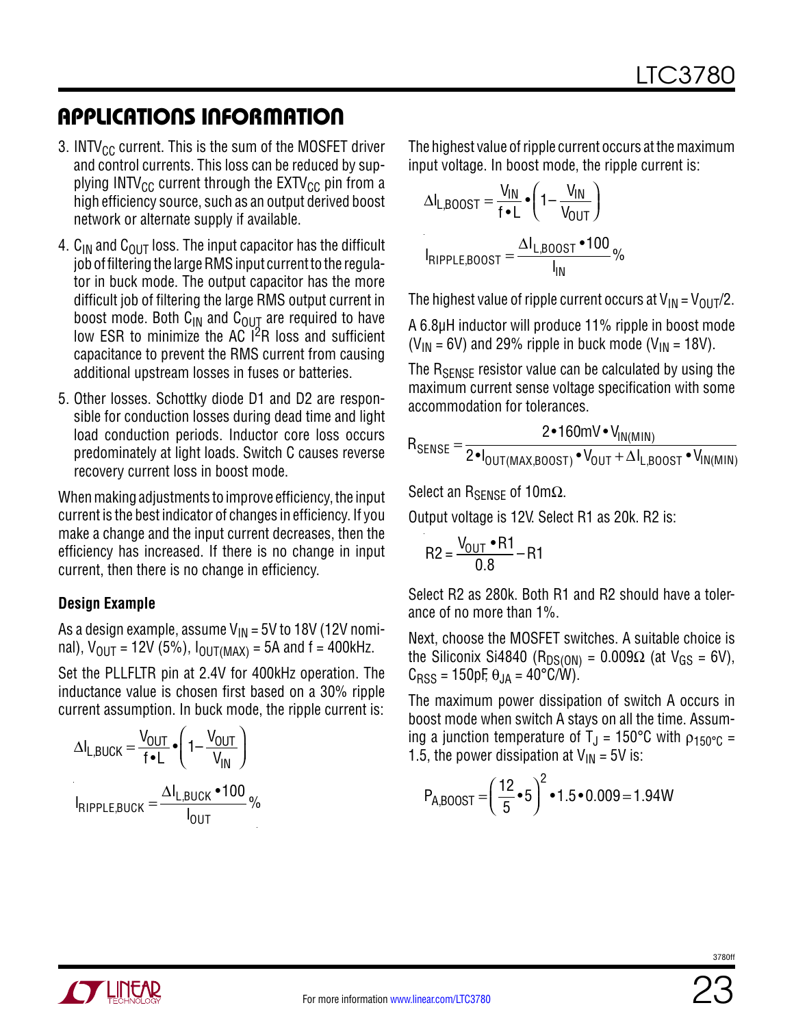## APPLICATIONS INFORMATION

3. $INTV_{CC}$ current. This is the sum of the MOSFET driver and control currents. This loss can be reduced by supplying $INTV_{CC}$ current through the $EXTV_{CC}$ pin from a high efficiency source, such as an output derived boost network or alternate supply if available.

4. $C_{IN}$ and $C_{OUT}$ loss. The input capacitor has the difficult job of filtering the large RMS input current to the regulator in buck mode. The output capacitor has the more difficult job of filtering the large RMS output current in boost mode. Both $C_{IN}$ and $C_{OUT}$ are required to have low ESR to minimize the AC $I^2R$ loss and sufficient capacitance to prevent the RMS current from causing additional upstream losses in fuses or batteries.

5. Other losses. Schottky diode D1 and D2 are responsible for conduction losses during dead time and light load conduction periods. Inductor core loss occurs predominately at light loads. Switch C causes reverse recovery current loss in boost mode.

When making adjustments to improve efficiency, the input current is the best indicator of changes in efficiency. If you make a change and the input current decreases, then the efficiency has increased. If there is no change in input current, then there is no change in efficiency.

### Design Example

As a design example, assume $V_{IN}$ = 5V to 18V (12V nominal), $V_{OUT}$ = 12V (5%), $I_{OUT(MAX)}$ = 5A and f = 400kHz.

Set the PLLFLTR pin at 2.4V for 400kHz operation. The inductance value is chosen first based on a 30% ripple current assumption. In buck mode, the ripple current is:

$$\Delta I_{L,BUCK} = \frac{V_{OUT}}{f \bullet L} \bullet \left(1 - \frac{V_{OUT}}{V_{IN}}\right)$$

$$I_{RIPPLE,BUCK} = \frac{\Delta I_{L,BUCK} \bullet 100}{I_{OUT}} \%$$

The highest value of ripple current occurs at the maximum input voltage. In boost mode, the ripple current is:

$$\Delta I_{L,BOOST} = \frac{V_{IN}}{f \bullet L} \bullet \left(1 - \frac{V_{IN}}{V_{OUT}}\right)$$

$$I_{RIPPLE,BOOST} = \frac{\Delta I_{L,BOOST} \bullet 100}{I_{IN}} \%$$

The highest value of ripple current occurs at $V_{IN} = V_{OUT}/2$.

A 6.8µH inductor will produce 11% ripple in boost mode ($V_{IN}$ = 6V) and 29% ripple in buck mode ($V_{IN}$ = 18V).

The $R_{SENSE}$ resistor value can be calculated by using the maximum current sense voltage specification with some accommodation for tolerances.

$$R_{SENSE} = \frac{2 \bullet 160mV \bullet V_{IN(MIN)}}{2 \bullet I_{OUT(MAX,BOOST)} \bullet V_{OUT} + \Delta I_{L,BOOST} \bullet V_{IN(MIN)}}$$

Select an $R_{SENSE}$ of 10mΩ.

Output voltage is 12V. Select R1 as 20k. R2 is:

$$R2 = \frac{V_{OUT} \bullet R1}{0.8} - R1$$

Select R2 as 280k. Both R1 and R2 should have a tolerance of no more than 1%.

Next, choose the MOSFET switches. A suitable choice is the Siliconix Si4840 ($R_{DS(ON)}$ = 0.009Ω (at $V_{GS}$ = 6V), $C_{RSS}$ = 150pF, $\theta_{JA}$ = 40°C/W).

The maximum power dissipation of switch A occurs in boost mode when switch A stays on all the time. Assuming a junction temperature of $T_J$ = 150°C with $\rho_{150°C}$ = 1.5, the power dissipation at $V_{IN}$ = 5V is:

$$P_{A,BOOST} = \left(\frac{12}{5} \bullet 5\right)^2 \bullet 1.5 \bullet 0.009 = 1.94W$$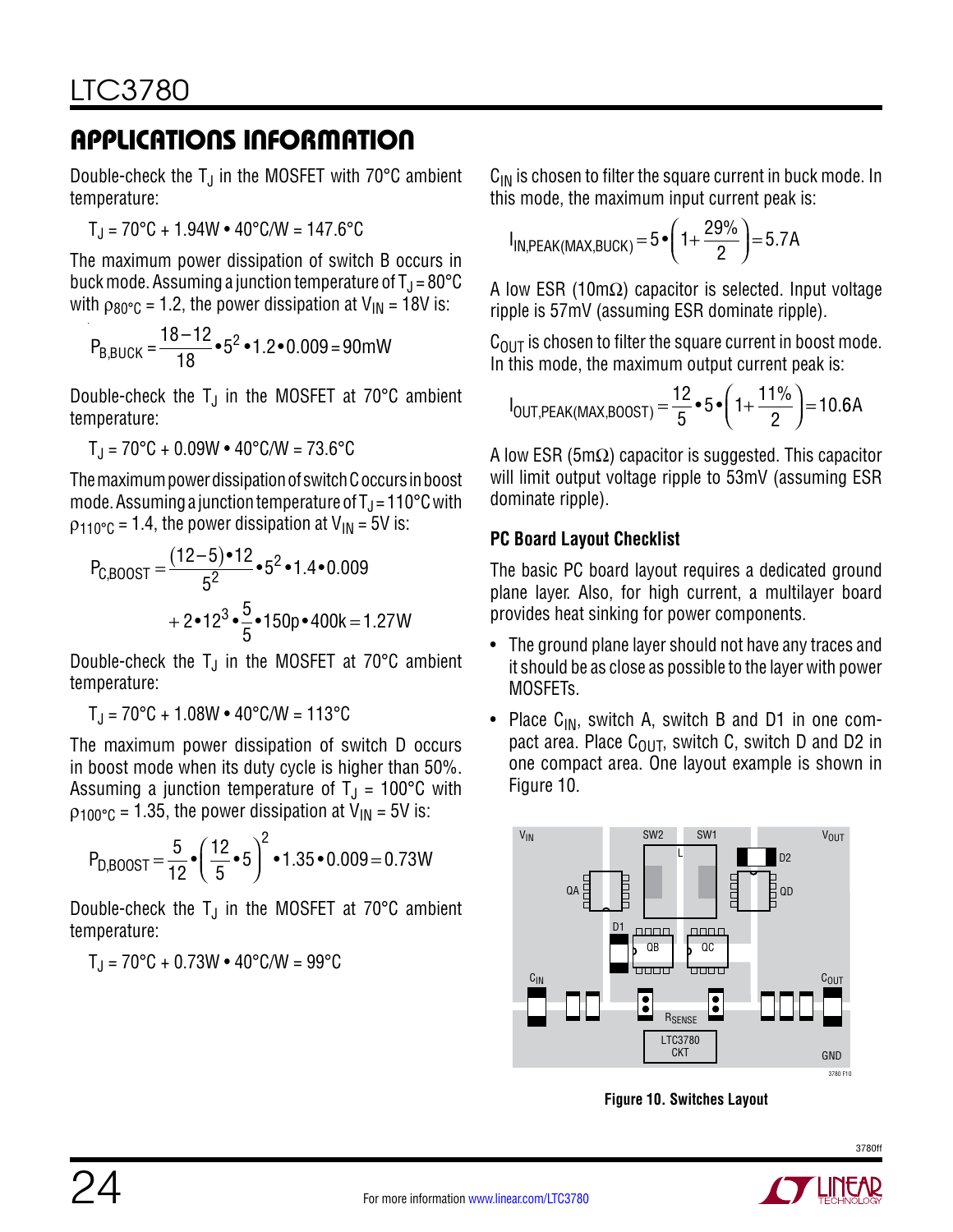## APPLICATIONS INFORMATION

Double-check the $T_J$ in the MOSFET with 70°C ambient temperature:

$$T_J = 70°C + 1.94W \bullet 40°C/W = 147.6°C$$

The maximum power dissipation of switch B occurs in buck mode. Assuming a junction temperature of $T_J$ = 80°C with $\rho_{80°C}$ = 1.2, the power dissipation at $V_{IN}$ = 18V is:

$$P_{B,BUCK} = \frac{18-12}{18} \bullet 5^2 \bullet 1.2 \bullet 0.009 = 90mW$$

Double-check the $T_J$ in the MOSFET at 70°C ambient temperature:

$$T_J = 70°C + 0.09W \bullet 40°C/W = 73.6°C$$

The maximum power dissipation of switch C occurs in boost mode. Assuming a junction temperature of $T_J$ = 110°C with $\rho_{110°C}$ = 1.4, the power dissipation at $V_{IN}$ = 5V is:

$$P_{C,BOOST} = \frac{(12-5) \bullet 12}{5^2} \bullet 5^2 \bullet 1.4 \bullet 0.009 + 2 \bullet 12^3 \bullet \frac{5}{5} \bullet 150p \bullet 400k = 1.27W$$

Double-check the $T_J$ in the MOSFET at 70°C ambient temperature:

$$T_J = 70°C + 1.08W \bullet 40°C/W = 113°C$$

The maximum power dissipation of switch D occurs in boost mode when its duty cycle is higher than 50%. Assuming a junction temperature of $T_J$ = 100°C with $\rho_{100°C}$ = 1.35, the power dissipation at $V_{IN}$ = 5V is:

$$P_{D,BOOST} = \frac{5}{12} \bullet \left(\frac{12}{5} \bullet 5\right)^2 \bullet 1.35 \bullet 0.009 = 0.73W$$

Double-check the $T_J$ in the MOSFET at 70°C ambient temperature:

$$T_J = 70°C + 0.73W \bullet 40°C/W = 99°C$$

$C_{IN}$ is chosen to filter the square current in buck mode. In this mode, the maximum input current peak is:

$$I_{IN,PEAK(MAX,BUCK)} = 5 \bullet \left(1 + \frac{29\%}{2}\right) = 5.7A$$

A low ESR (10mΩ) capacitor is selected. Input voltage ripple is 57mV (assuming ESR dominate ripple).

$C_{OUT}$ is chosen to filter the square current in boost mode. In this mode, the maximum output current peak is:

$$I_{OUT,PEAK(MAX,BOOST)} = \frac{12}{5} \bullet 5 \bullet \left(1 + \frac{11\%}{2}\right) = 10.6A$$

A low ESR (5mΩ) capacitor is suggested. This capacitor will limit output voltage ripple to 53mV (assuming ESR dominate ripple).

### PC Board Layout Checklist

The basic PC board layout requires a dedicated ground plane layer. Also, for high current, a multilayer board provides heat sinking for power components.

- The ground plane layer should not have any traces and it should be as close as possible to the layer with power MOSFETs.
- Place $C_{IN}$, switch A, switch B and D1 in one compact area. Place $C_{OUT}$, switch C, switch D and D2 in one compact area. One layout example is shown in Figure 10.

**Figure 10. Switches Layout**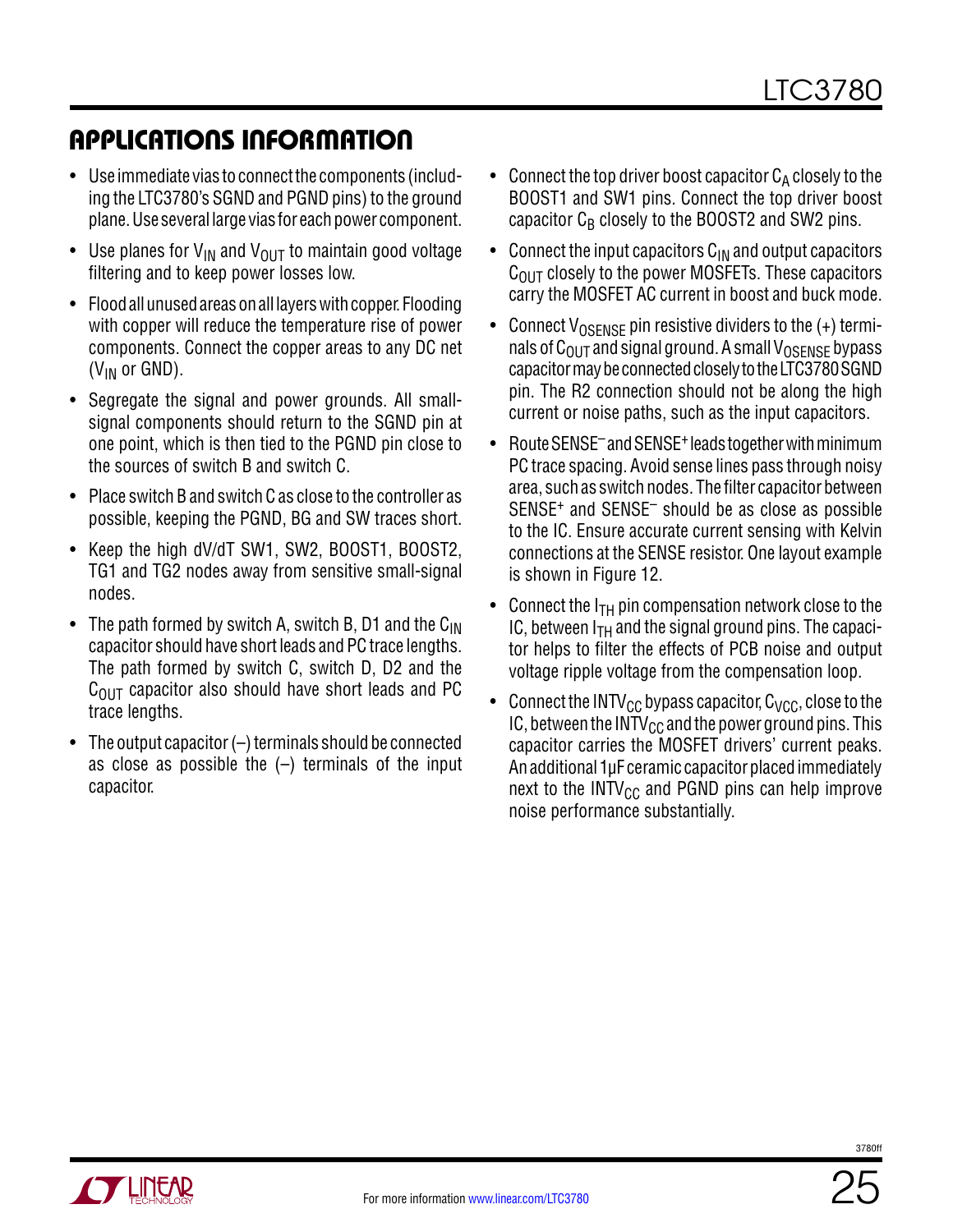## APPLICATIONS INFORMATION

- Use immediate vias to connect the components (including the LTC3780's SGND and PGND pins) to the ground plane. Use several large vias for each power component.
- Use planes for $V_{IN}$ and $V_{OUT}$ to maintain good voltage filtering and to keep power losses low.
- Flood all unused areas on all layers with copper. Flooding with copper will reduce the temperature rise of power components. Connect the copper areas to any DC net ($V_{IN}$ or GND).
- Segregate the signal and power grounds. All small-signal components should return to the SGND pin at one point, which is then tied to the PGND pin close to the sources of switch B and switch C.
- Place switch B and switch C as close to the controller as possible, keeping the PGND, BG and SW traces short.
- Keep the high dV/dT SW1, SW2, BOOST1, BOOST2, TG1 and TG2 nodes away from sensitive small-signal nodes.
- The path formed by switch A, switch B, D1 and the $C_{IN}$ capacitor should have short leads and PC trace lengths. The path formed by switch C, switch D, D2 and the $C_{OUT}$ capacitor also should have short leads and PC trace lengths.
- The output capacitor (–) terminals should be connected as close as possible the (–) terminals of the input capacitor.
- Connect the top driver boost capacitor $C_A$ closely to the BOOST1 and SW1 pins. Connect the top driver boost capacitor $C_B$ closely to the BOOST2 and SW2 pins.
- Connect the input capacitors $C_{IN}$ and output capacitors $C_{OUT}$ closely to the power MOSFETs. These capacitors carry the MOSFET AC current in boost and buck mode.
- Connect $V_{OSENSE}$ pin resistive dividers to the (+) terminals of $C_{OUT}$ and signal ground. A small $V_{OSENSE}$ bypass capacitor may be connected closely to the LTC3780 SGND pin. The R2 connection should not be along the high current or noise paths, such as the input capacitors.
- Route $SENSE^-$ and $SENSE^+$ leads together with minimum PC trace spacing. Avoid sense lines pass through noisy area, such as switch nodes. The filter capacitor between $SENSE^+$ and $SENSE^-$ should be as close as possible to the IC. Ensure accurate current sensing with Kelvin connections at the SENSE resistor. One layout example is shown in Figure 12.
- Connect the $I_{TH}$ pin compensation network close to the IC, between $I_{TH}$ and the signal ground pins. The capacitor helps to filter the effects of PCB noise and output voltage ripple voltage from the compensation loop.
- Connect the $INTV_{CC}$ bypass capacitor, $C_{VCC}$, close to the IC, between the $INTV_{CC}$ and the power ground pins. This capacitor carries the MOSFET drivers' current peaks. An additional 1µF ceramic capacitor placed immediately next to the $INTV_{CC}$ and PGND pins can help improve noise performance substantially.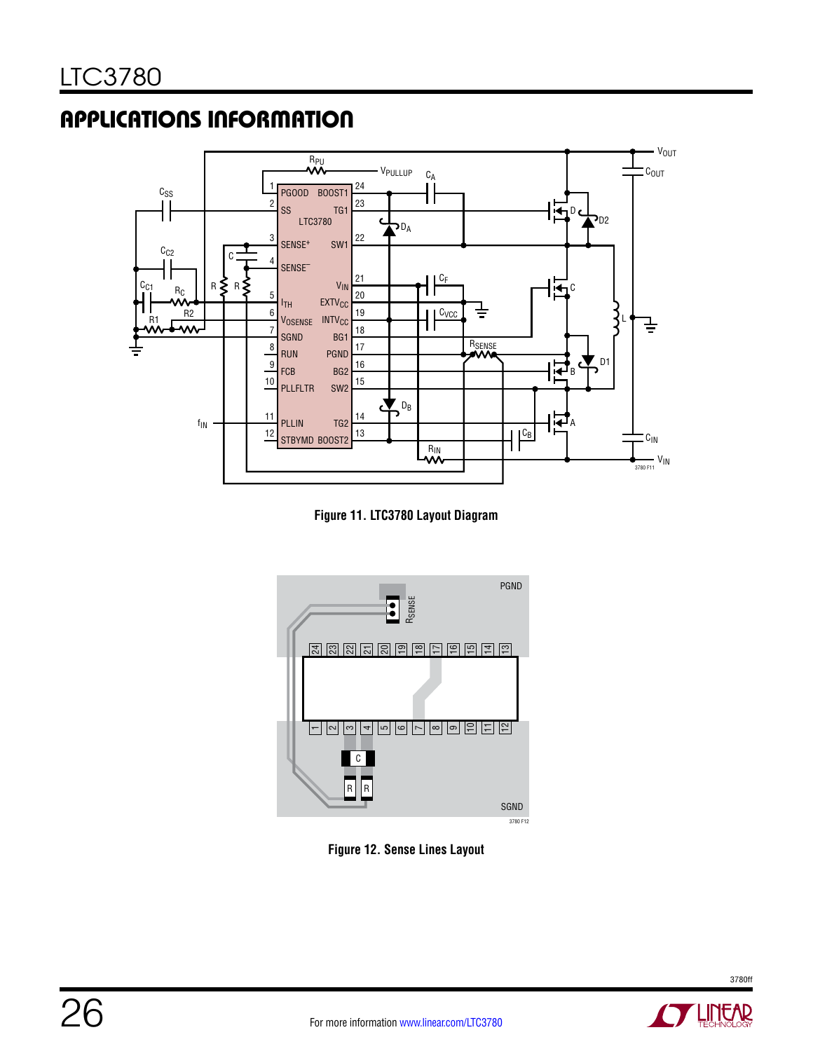## APPLICATIONS INFORMATION

Figure 11. LTC3780 Layout Diagram

Figure 12. Sense Lines Layout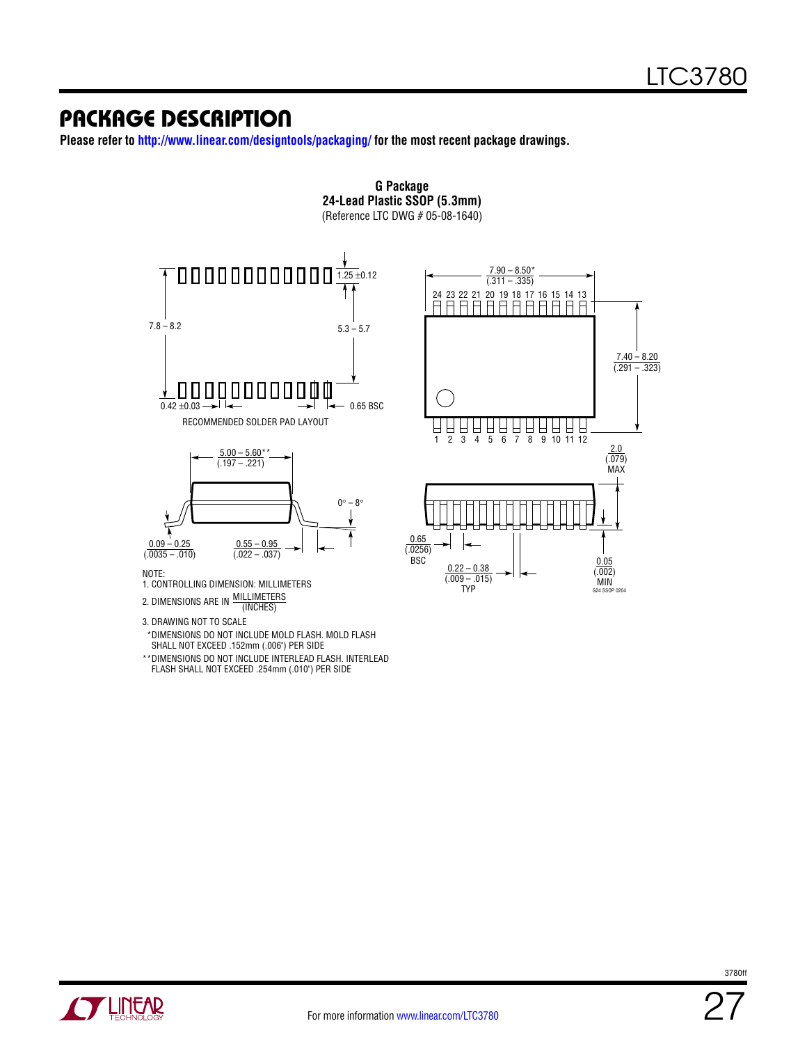## PACKAGE DESCRIPTION

**Please refer to http://www.linear.com/designtools/packaging/ for the most recent package drawings.**

**G Package**
**24-Lead Plastic SSOP (5.3mm)**
(Reference LTC DWG # 05-08-1640)

RECOMMENDED SOLDER PAD LAYOUT

1.25 ±0.12
7.8 – 8.2
5.3 – 5.7
0.42 ±0.03
0.65 BSC

7.90 – 8.50* (.311 – .335)
7.40 – 8.20 (.291 – .323)
5.00 – 5.60** (.197 – .221)
0° – 8°
0.09 – 0.25 (.0035 – .010)
0.55 – 0.95 (.022 – .037)
2.0 (.079) MAX
0.65 (.0256) BSC
0.22 – 0.38 (.009 – .015) TYP
0.05 (.002) MIN

G24 SSOP 0204

NOTE:
1. CONTROLLING DIMENSION: MILLIMETERS
2. DIMENSIONS ARE IN MILLIMETERS / (INCHES)
3. DRAWING NOT TO SCALE

*DIMENSIONS DO NOT INCLUDE MOLD FLASH. MOLD FLASH SHALL NOT EXCEED .152mm (.006") PER SIDE

**DIMENSIONS DO NOT INCLUDE INTERLEAD FLASH. INTERLEAD FLASH SHALL NOT EXCEED .254mm (.010") PER SIDE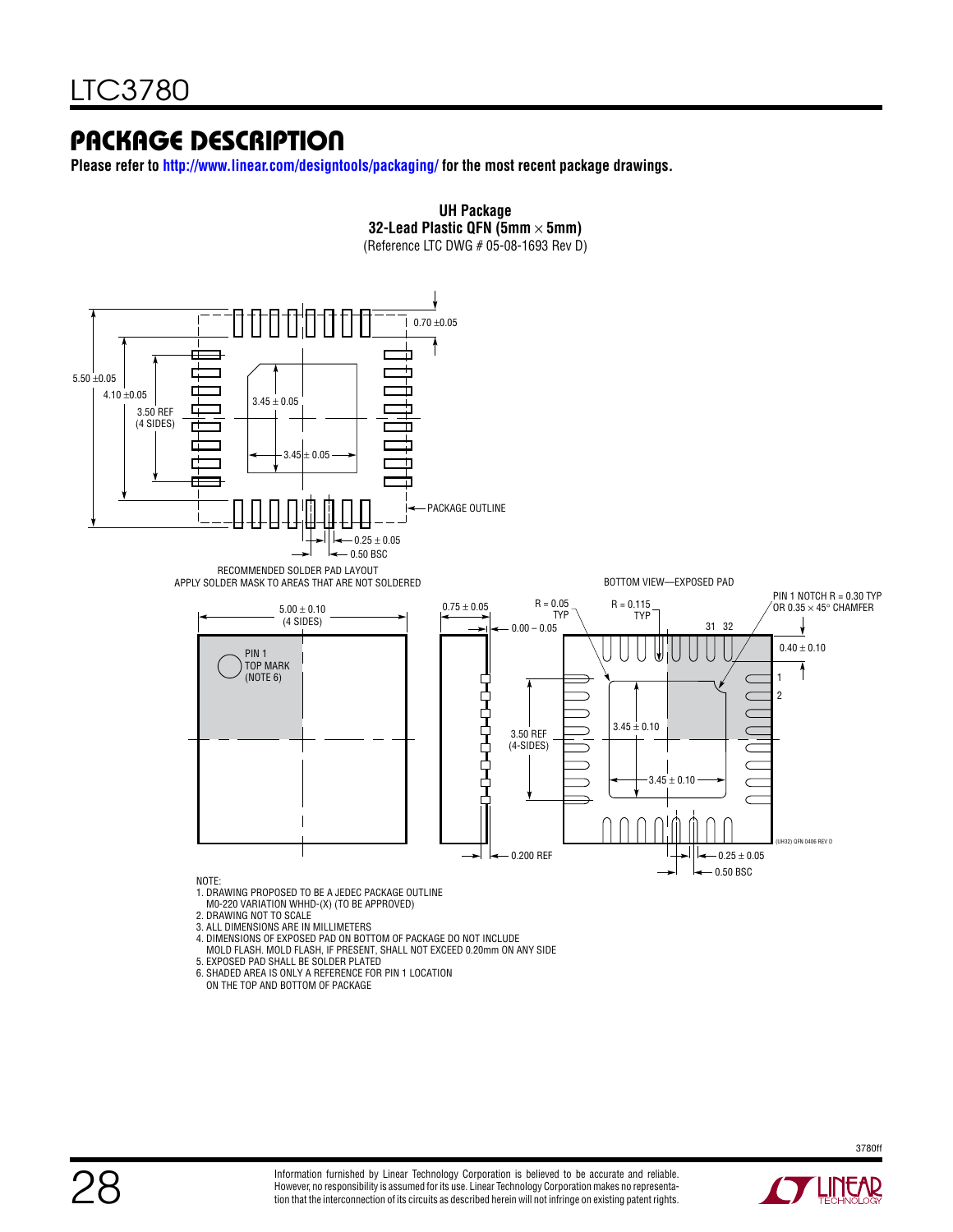## PACKAGE DESCRIPTION

**Please refer to http://www.linear.com/designtools/packaging/ for the most recent package drawings.**

**UH Package**
**32-Lead Plastic QFN (5mm × 5mm)**
(Reference LTC DWG # 05-08-1693 Rev D)

RECOMMENDED SOLDER PAD LAYOUT
APPLY SOLDER MASK TO AREAS THAT ARE NOT SOLDERED

0.70 ±0.05
5.50 ±0.05
4.10 ±0.05
3.50 REF (4 SIDES)
3.45 ± 0.05
3.45 ± 0.05
PACKAGE OUTLINE
0.25 ± 0.05
0.50 BSC

BOTTOM VIEW—EXPOSED PAD

5.00 ± 0.10 (4 SIDES)
PIN 1 TOP MARK (NOTE 6)
0.75 ± 0.05
0.00 – 0.05
R = 0.05 TYP
R = 0.115 TYP
PIN 1 NOTCH R = 0.30 TYP OR 0.35 × 45° CHAMFER
31 32
0.40 ± 0.10
1
2
3.50 REF (4-SIDES)
3.45 ± 0.10
3.45 ± 0.10
0.200 REF
0.25 ± 0.05
0.50 BSC
(UH32) QFN 0406 REV D

NOTE:
1. DRAWING PROPOSED TO BE A JEDEC PACKAGE OUTLINE M0-220 VARIATION WHHD-(X) (TO BE APPROVED)
2. DRAWING NOT TO SCALE
3. ALL DIMENSIONS ARE IN MILLIMETERS
4. DIMENSIONS OF EXPOSED PAD ON BOTTOM OF PACKAGE DO NOT INCLUDE MOLD FLASH. MOLD FLASH, IF PRESENT, SHALL NOT EXCEED 0.20mm ON ANY SIDE
5. EXPOSED PAD SHALL BE SOLDER PLATED
6. SHADED AREA IS ONLY A REFERENCE FOR PIN 1 LOCATION ON THE TOP AND BOTTOM OF PACKAGE

Information furnished by Linear Technology Corporation is believed to be accurate and reliable. However, no responsibility is assumed for its use. Linear Technology Corporation makes no representation that the interconnection of its circuits as described herein will not infringe on existing patent rights.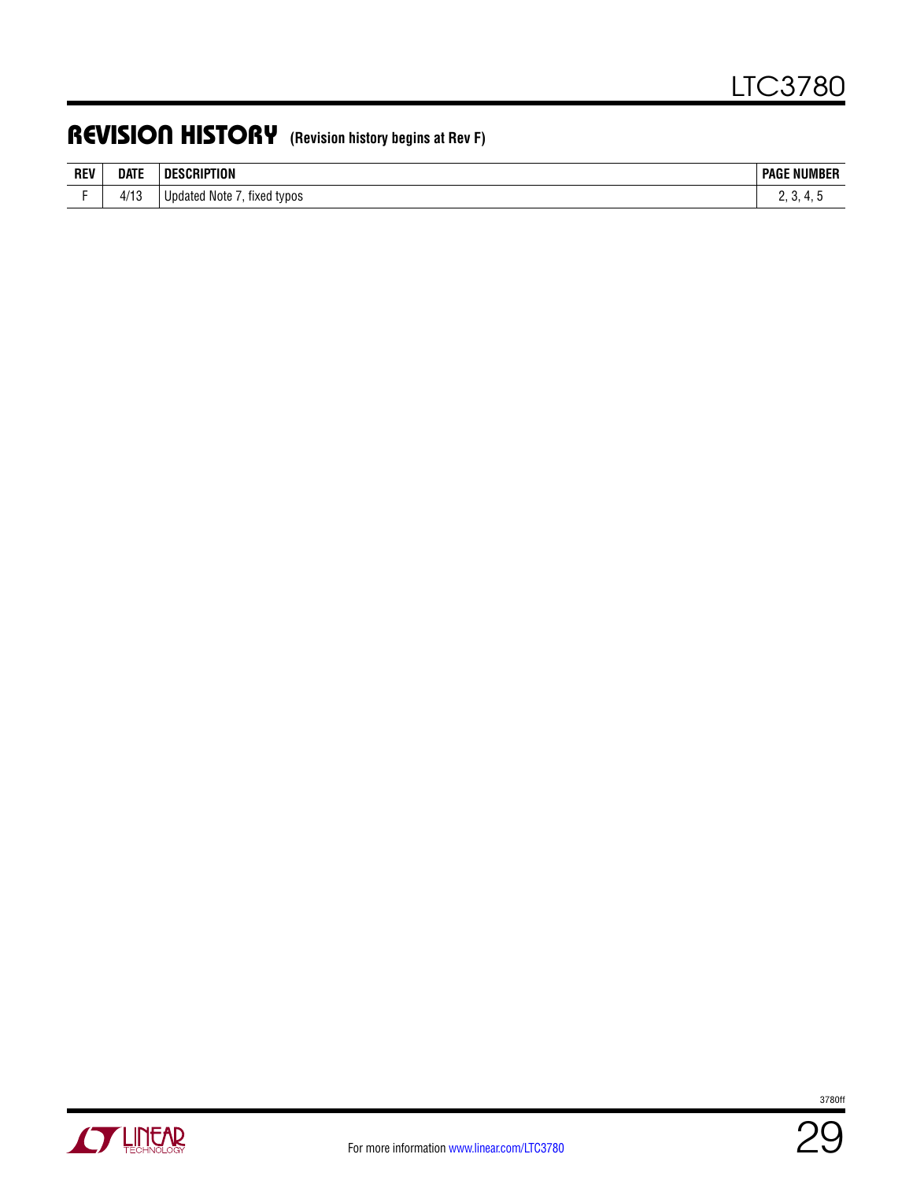## REVISION HISTORY (Revision history begins at Rev F)

| REV | DATE | DESCRIPTION | PAGE NUMBER |
|---|---|---|---|
| F | 4/13 | Updated Note 7, fixed typos | 2, 3, 4, 5 |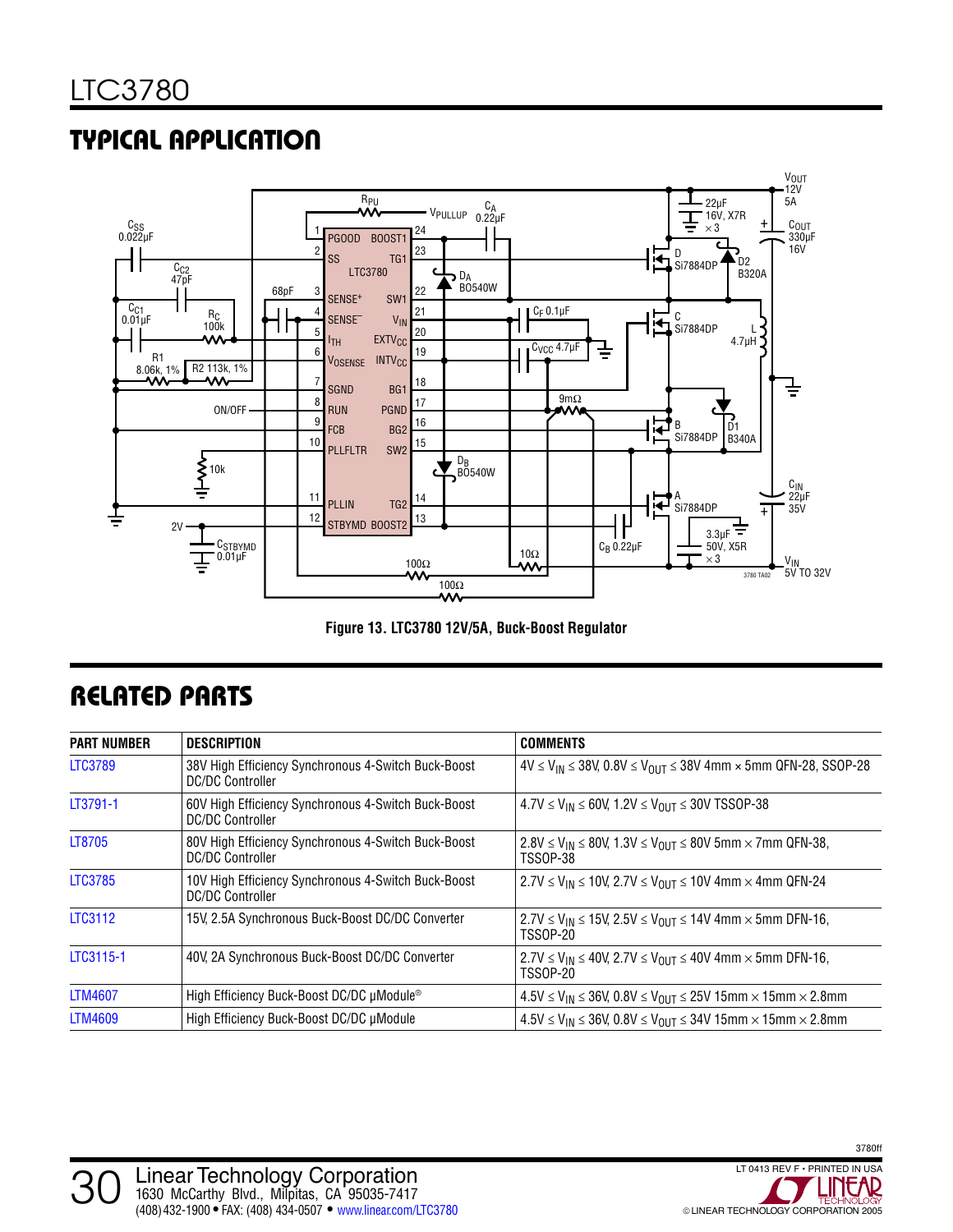## TYPICAL APPLICATION

Figure 13. LTC3780 12V/5A, Buck-Boost Regulator

## RELATED PARTS

| PART NUMBER | DESCRIPTION | COMMENTS |
| --- | --- | --- |
| LTC3789 | 38V High Efficiency Synchronous 4-Switch Buck-Boost DC/DC Controller | $4V \leq V_{IN} \leq 38V$, $0.8V \leq V_{OUT} \leq 38V$ 4mm × 5mm QFN-28, SSOP-28 |
| LT3791-1 | 60V High Efficiency Synchronous 4-Switch Buck-Boost DC/DC Controller | $4.7V \leq V_{IN} \leq 60V$, $1.2V \leq V_{OUT} \leq 30V$ TSSOP-38 |
| LT8705 | 80V High Efficiency Synchronous 4-Switch Buck-Boost DC/DC Controller | $2.8V \leq V_{IN} \leq 80V$, $1.3V \leq V_{OUT} \leq 80V$ 5mm × 7mm QFN-38, TSSOP-38 |
| LTC3785 | 10V High Efficiency Synchronous 4-Switch Buck-Boost DC/DC Controller | $2.7V \leq V_{IN} \leq 10V$, $2.7V \leq V_{OUT} \leq 10V$ 4mm × 4mm QFN-24 |
| LTC3112 | 15V, 2.5A Synchronous Buck-Boost DC/DC Converter | $2.7V \leq V_{IN} \leq 15V$, $2.5V \leq V_{OUT} \leq 14V$ 4mm × 5mm DFN-16, TSSOP-20 |
| LTC3115-1 | 40V, 2A Synchronous Buck-Boost DC/DC Converter | $2.7V \leq V_{IN} \leq 40V$, $2.7V \leq V_{OUT} \leq 40V$ 4mm × 5mm DFN-16, TSSOP-20 |
| LTM4607 | High Efficiency Buck-Boost DC/DC µModule® | $4.5V \leq V_{IN} \leq 36V$, $0.8V \leq V_{OUT} \leq 25V$ 15mm × 15mm × 2.8mm |
| LTM4609 | High Efficiency Buck-Boost DC/DC µModule | $4.5V \leq V_{IN} \leq 36V$, $0.8V \leq V_{OUT} \leq 34V$ 15mm × 15mm × 2.8mm |

Linear Technology Corporation
1630 McCarthy Blvd., Milpitas, CA 95035-7417
(408) 432-1900 • FAX: (408) 434-0507 • www.linear.com/LTC3780

LT 0413 REV F • PRINTED IN USA
© LINEAR TECHNOLOGY CORPORATION 2005